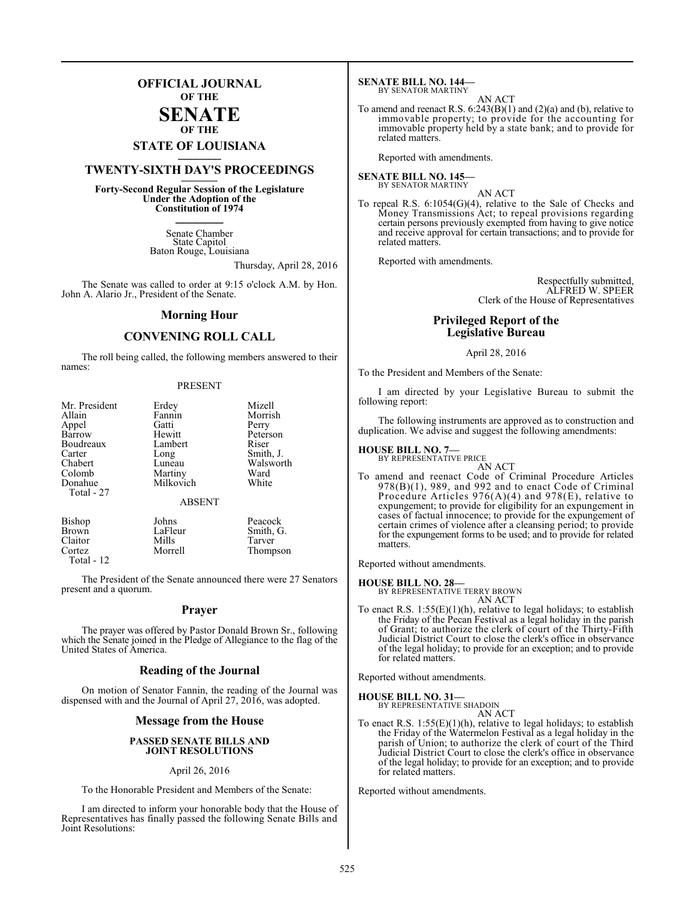# OFFICIAL JOURNAL OF THE SENATE OF THE STATE OF LOUISIANA

## TWENTY-SIXTH DAY'S PROCEEDINGS

**Forty-Second Regular Session of the Legislature Under the Adoption of the Constitution of 1974**

Senate Chamber
State Capitol
Baton Rouge, Louisiana

Thursday, April 28, 2016

The Senate was called to order at 9:15 o'clock A.M. by Hon. John A. Alario Jr., President of the Senate.

## Morning Hour

## CONVENING ROLL CALL

The roll being called, the following members answered to their names:

PRESENT

| | | |
|---|---|---|
| Mr. President | Erdey | Mizell |
| Allain | Fannin | Morrish |
| Appel | Gatti | Perry |
| Barrow | Hewitt | Peterson |
| Boudreaux | Lambert | Riser |
| Carter | Long | Smith, J. |
| Chabert | Luneau | Walsworth |
| Colomb | Martiny | Ward |
| Donahue | Milkovich | White |
| Total - 27 | | |

ABSENT

| | | |
|---|---|---|
| Bishop | Johns | Peacock |
| Brown | LaFleur | Smith, G. |
| Claitor | Mills | Tarver |
| Cortez | Morrell | Thompson |
| Total - 12 | | |

The President of the Senate announced there were 27 Senators present and a quorum.

## Prayer

The prayer was offered by Pastor Donald Brown Sr., following which the Senate joined in the Pledge of Allegiance to the flag of the United States of America.

## Reading of the Journal

On motion of Senator Fannin, the reading of the Journal was dispensed with and the Journal of April 27, 2016, was adopted.

## Message from the House

### PASSED SENATE BILLS AND JOINT RESOLUTIONS

April 26, 2016

To the Honorable President and Members of the Senate:

I am directed to inform your honorable body that the House of Representatives has finally passed the following Senate Bills and Joint Resolutions:

**SENATE BILL NO. 144—**
BY SENATOR MARTINY

AN ACT

To amend and reenact R.S. 6:243(B)(1) and (2)(a) and (b), relative to immovable property; to provide for the accounting for immovable property held by a state bank; and to provide for related matters.

Reported with amendments.

**SENATE BILL NO. 145—**
BY SENATOR MARTINY

AN ACT

To repeal R.S. 6:1054(G)(4), relative to the Sale of Checks and Money Transmissions Act; to repeal provisions regarding certain persons previously exempted from having to give notice and receive approval for certain transactions; and to provide for related matters.

Reported with amendments.

Respectfully submitted,
ALFRED W. SPEER
Clerk of the House of Representatives

## Privileged Report of the Legislative Bureau

April 28, 2016

To the President and Members of the Senate:

I am directed by your Legislative Bureau to submit the following report:

The following instruments are approved as to construction and duplication. We advise and suggest the following amendments:

**HOUSE BILL NO. 7—**
BY REPRESENTATIVE PRICE

AN ACT

To amend and reenact Code of Criminal Procedure Articles 978(B)(1), 989, and 992 and to enact Code of Criminal Procedure Articles 976(A)(4) and 978(E), relative to expungement; to provide for eligibility for an expungement in cases of factual innocence; to provide for the expungement of certain crimes of violence after a cleansing period; to provide for the expungement forms to be used; and to provide for related matters.

Reported without amendments.

**HOUSE BILL NO. 28—**
BY REPRESENTATIVE TERRY BROWN

AN ACT

To enact R.S. 1:55(E)(1)(h), relative to legal holidays; to establish the Friday of the Pecan Festival as a legal holiday in the parish of Grant; to authorize the clerk of court of the Thirty-Fifth Judicial District Court to close the clerk's office in observance of the legal holiday; to provide for an exception; and to provide for related matters.

Reported without amendments.

**HOUSE BILL NO. 31—**
BY REPRESENTATIVE SHADOIN

AN ACT

To enact R.S. 1:55(E)(1)(h), relative to legal holidays; to establish the Friday of the Watermelon Festival as a legal holiday in the parish of Union; to authorize the clerk of court of the Third Judicial District Court to close the clerk's office in observance of the legal holiday; to provide for an exception; and to provide for related matters.

Reported without amendments.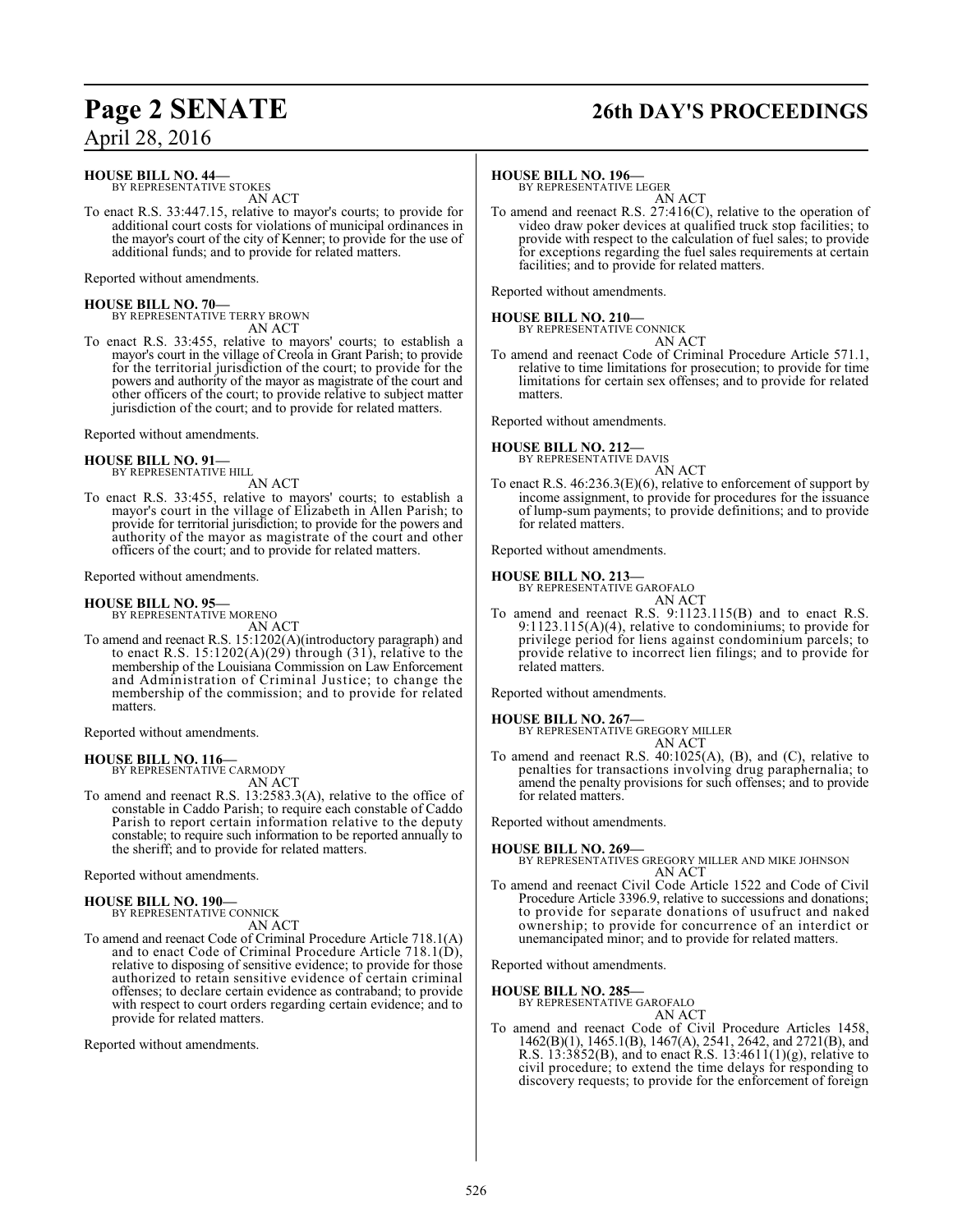**HOUSE BILL NO. 44—**
BY REPRESENTATIVE STOKES
AN ACT

To enact R.S. 33:447.15, relative to mayor's courts; to provide for additional court costs for violations of municipal ordinances in the mayor's court of the city of Kenner; to provide for the use of additional funds; and to provide for related matters.

Reported without amendments.

**HOUSE BILL NO. 70—**
BY REPRESENTATIVE TERRY BROWN
AN ACT

To enact R.S. 33:455, relative to mayors' courts; to establish a mayor's court in the village of Creola in Grant Parish; to provide for the territorial jurisdiction of the court; to provide for the powers and authority of the mayor as magistrate of the court and other officers of the court; to provide relative to subject matter jurisdiction of the court; and to provide for related matters.

Reported without amendments.

**HOUSE BILL NO. 91—**
BY REPRESENTATIVE HILL
AN ACT

To enact R.S. 33:455, relative to mayors' courts; to establish a mayor's court in the village of Elizabeth in Allen Parish; to provide for territorial jurisdiction; to provide for the powers and authority of the mayor as magistrate of the court and other officers of the court; and to provide for related matters.

Reported without amendments.

**HOUSE BILL NO. 95—**
BY REPRESENTATIVE MORENO
AN ACT

To amend and reenact R.S. 15:1202(A)(introductory paragraph) and to enact R.S. 15:1202(A)(29) through (31), relative to the membership of the Louisiana Commission on Law Enforcement and Administration of Criminal Justice; to change the membership of the commission; and to provide for related matters.

Reported without amendments.

**HOUSE BILL NO. 116—**
BY REPRESENTATIVE CARMODY
AN ACT

To amend and reenact R.S. 13:2583.3(A), relative to the office of constable in Caddo Parish; to require each constable of Caddo Parish to report certain information relative to the deputy constable; to require such information to be reported annually to the sheriff; and to provide for related matters.

Reported without amendments.

**HOUSE BILL NO. 190—**
BY REPRESENTATIVE CONNICK
AN ACT

To amend and reenact Code of Criminal Procedure Article 718.1(A) and to enact Code of Criminal Procedure Article 718.1(D), relative to disposing of sensitive evidence; to provide for those authorized to retain sensitive evidence of certain criminal offenses; to declare certain evidence as contraband; to provide with respect to court orders regarding certain evidence; and to provide for related matters.

Reported without amendments.

**HOUSE BILL NO. 196—**
BY REPRESENTATIVE LEGER
AN ACT

To amend and reenact R.S. 27:416(C), relative to the operation of video draw poker devices at qualified truck stop facilities; to provide with respect to the calculation of fuel sales; to provide for exceptions regarding the fuel sales requirements at certain facilities; and to provide for related matters.

Reported without amendments.

**HOUSE BILL NO. 210—**
BY REPRESENTATIVE CONNICK
AN ACT

To amend and reenact Code of Criminal Procedure Article 571.1, relative to time limitations for prosecution; to provide for time limitations for certain sex offenses; and to provide for related matters.

Reported without amendments.

**HOUSE BILL NO. 212—**
BY REPRESENTATIVE DAVIS
AN ACT

To enact R.S. 46:236.3(E)(6), relative to enforcement of support by income assignment, to provide for procedures for the issuance of lump-sum payments; to provide definitions; and to provide for related matters.

Reported without amendments.

**HOUSE BILL NO. 213—**
BY REPRESENTATIVE GAROFALO
AN ACT

To amend and reenact R.S. 9:1123.115(B) and to enact R.S. 9:1123.115(A)(4), relative to condominiums; to provide for privilege period for liens against condominium parcels; to provide relative to incorrect lien filings; and to provide for related matters.

Reported without amendments.

**HOUSE BILL NO. 267—**
BY REPRESENTATIVE GREGORY MILLER
AN ACT

To amend and reenact R.S. 40:1025(A), (B), and (C), relative to penalties for transactions involving drug paraphernalia; to amend the penalty provisions for such offenses; and to provide for related matters.

Reported without amendments.

**HOUSE BILL NO. 269—**
BY REPRESENTATIVES GREGORY MILLER AND MIKE JOHNSON
AN ACT

To amend and reenact Civil Code Article 1522 and Code of Civil Procedure Article 3396.9, relative to successions and donations; to provide for separate donations of usufruct and naked ownership; to provide for concurrence of an interdict or unemancipated minor; and to provide for related matters.

Reported without amendments.

**HOUSE BILL NO. 285—**
BY REPRESENTATIVE GAROFALO
AN ACT

To amend and reenact Code of Civil Procedure Articles 1458, 1462(B)(1), 1465.1(B), 1467(A), 2541, 2642, and 2721(B), and R.S. 13:3852(B), and to enact R.S. 13:4611(1)(g), relative to civil procedure; to extend the time delays for responding to discovery requests; to provide for the enforcement of foreign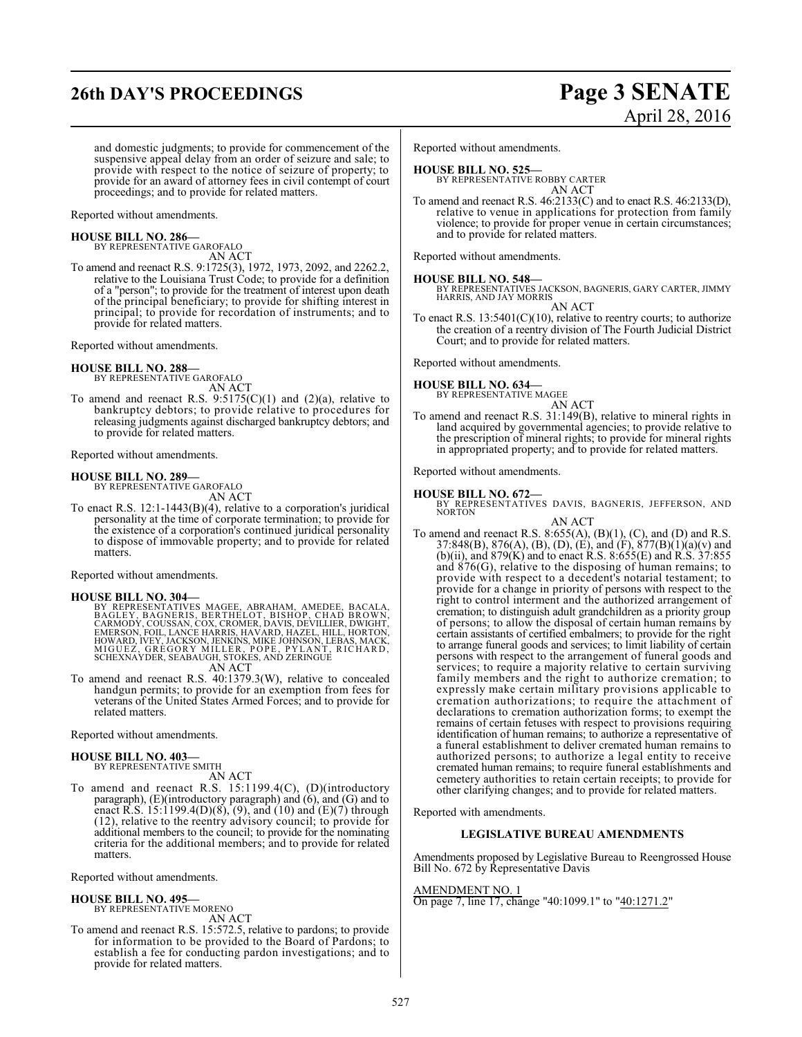and domestic judgments; to provide for commencement of the suspensive appeal delay from an order of seizure and sale; to provide with respect to the notice of seizure of property; to provide for an award of attorney fees in civil contempt of court proceedings; and to provide for related matters.

Reported without amendments.

**HOUSE BILL NO. 286—**
BY REPRESENTATIVE GAROFALO
AN ACT

To amend and reenact R.S. 9:1725(3), 1972, 1973, 2092, and 2262.2, relative to the Louisiana Trust Code; to provide for a definition of a "person"; to provide for the treatment of interest upon death of the principal beneficiary; to provide for shifting interest in principal; to provide for recordation of instruments; and to provide for related matters.

Reported without amendments.

**HOUSE BILL NO. 288—**
BY REPRESENTATIVE GAROFALO
AN ACT

To amend and reenact R.S. 9:5175(C)(1) and (2)(a), relative to bankruptcy debtors; to provide relative to procedures for releasing judgments against discharged bankruptcy debtors; and to provide for related matters.

Reported without amendments.

**HOUSE BILL NO. 289—**
BY REPRESENTATIVE GAROFALO
AN ACT

To enact R.S. 12:1-1443(B)(4), relative to a corporation's juridical personality at the time of corporate termination; to provide for the existence of a corporation's continued juridical personality to dispose of immovable property; and to provide for related matters.

Reported without amendments.

**HOUSE BILL NO. 304—**
BY REPRESENTATIVES MAGEE, ABRAHAM, AMEDEE, BACALA, BAGLEY, BAGNERIS, BERTHELOT, BISHOP, CHAD BROWN, CARMODY, COUSSAN, COX, CROMER, DAVIS, DEVILLIER, DWIGHT, EMERSON, FOIL, LANCE HARRIS, HAVARD, HAZEL, HILL, HORTON, HOWARD, IVEY, JACKSON, JENKINS, MIKE JOHNSON, LEBAS, MACK, MIGUEZ, GREGORY MILLER, POPE, PYLANT, RICHARD, SCHEXNAYDER, SEABAUGH, STOKES, AND ZERINGUE
AN ACT

To amend and reenact R.S. 40:1379.3(W), relative to concealed handgun permits; to provide for an exemption from fees for veterans of the United States Armed Forces; and to provide for related matters.

Reported without amendments.

**HOUSE BILL NO. 403—**
BY REPRESENTATIVE SMITH
AN ACT

To amend and reenact R.S. 15:1199.4(C), (D)(introductory paragraph), (E)(introductory paragraph) and (6), and (G) and to enact R.S. 15:1199.4(D)(8), (9), and (10) and (E)(7) through (12), relative to the reentry advisory council; to provide for additional members to the council; to provide for the nominating criteria for the additional members; and to provide for related matters.

Reported without amendments.

**HOUSE BILL NO. 495—**
BY REPRESENTATIVE MORENO
AN ACT

To amend and reenact R.S. 15:572.5, relative to pardons; to provide for information to be provided to the Board of Pardons; to establish a fee for conducting pardon investigations; and to provide for related matters.

Reported without amendments.

**HOUSE BILL NO. 525—**
BY REPRESENTATIVE ROBBY CARTER
AN ACT

To amend and reenact R.S. 46:2133(C) and to enact R.S. 46:2133(D), relative to venue in applications for protection from family violence; to provide for proper venue in certain circumstances; and to provide for related matters.

Reported without amendments.

**HOUSE BILL NO. 548—**
BY REPRESENTATIVES JACKSON, BAGNERIS, GARY CARTER, JIMMY HARRIS, AND JAY MORRIS
AN ACT

To enact R.S. 13:5401(C)(10), relative to reentry courts; to authorize the creation of a reentry division of The Fourth Judicial District Court; and to provide for related matters.

Reported without amendments.

**HOUSE BILL NO. 634—**
BY REPRESENTATIVE MAGEE
AN ACT

To amend and reenact R.S. 31:149(B), relative to mineral rights in land acquired by governmental agencies; to provide relative to the prescription of mineral rights; to provide for mineral rights in appropriated property; and to provide for related matters.

Reported without amendments.

**HOUSE BILL NO. 672—**
BY REPRESENTATIVES DAVIS, BAGNERIS, JEFFERSON, AND NORTON
AN ACT

To amend and reenact R.S. 8:655(A), (B)(1), (C), and (D) and R.S. 37:848(B), 876(A), (B), (D), (E), and (F), 877(B)(1)(a)(v) and (b)(ii), and 879(K) and to enact R.S. 8:655(E) and R.S. 37:855 and 876(G), relative to the disposing of human remains; to provide with respect to a decedent's notarial testament; to provide for a change in priority of persons with respect to the right to control interment and the authorized arrangement of cremation; to distinguish adult grandchildren as a priority group of persons; to allow the disposal of certain human remains by certain assistants of certified embalmers; to provide for the right to arrange funeral goods and services; to limit liability of certain persons with respect to the arrangement of funeral goods and services; to require a majority relative to certain surviving family members and the right to authorize cremation; to expressly make certain military provisions applicable to cremation authorizations; to require the attachment of declarations to cremation authorization forms; to exempt the remains of certain fetuses with respect to provisions requiring identification of human remains; to authorize a representative of a funeral establishment to deliver cremated human remains to authorized persons; to authorize a legal entity to receive cremated human remains; to require funeral establishments and cemetery authorities to retain certain receipts; to provide for other clarifying changes; and to provide for related matters.

Reported with amendments.

**LEGISLATIVE BUREAU AMENDMENTS**

Amendments proposed by Legislative Bureau to Reengrossed House Bill No. 672 by Representative Davis

AMENDMENT NO. 1
On page 7, line 17, change "40:1099.1" to "40:1271.2"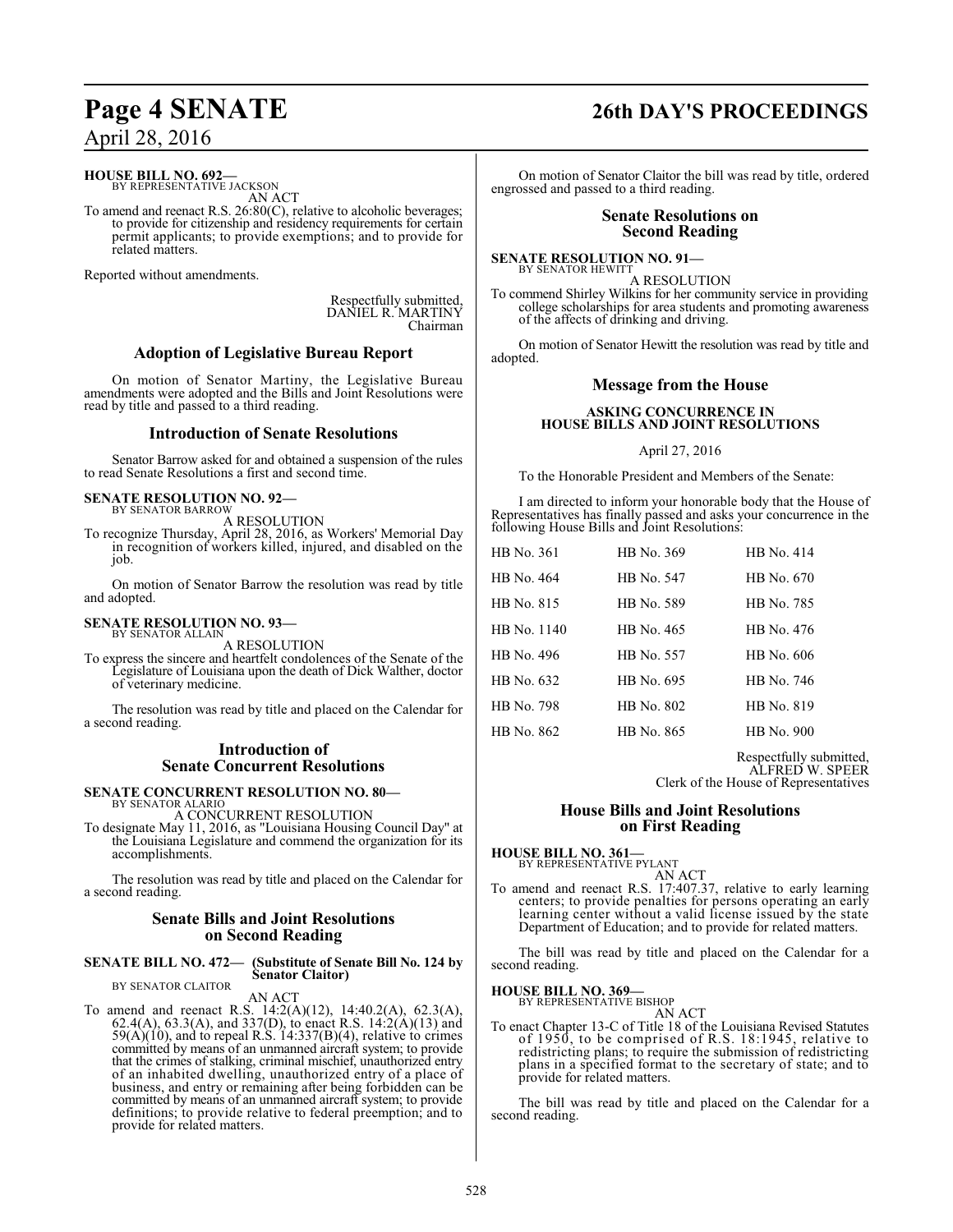**HOUSE BILL NO. 692—**
BY REPRESENTATIVE JACKSON

AN ACT

To amend and reenact R.S. 26:80(C), relative to alcoholic beverages; to provide for citizenship and residency requirements for certain permit applicants; to provide exemptions; and to provide for related matters.

Reported without amendments.

Respectfully submitted,
DANIEL R. MARTINY
Chairman

## Adoption of Legislative Bureau Report

On motion of Senator Martiny, the Legislative Bureau amendments were adopted and the Bills and Joint Resolutions were read by title and passed to a third reading.

## Introduction of Senate Resolutions

Senator Barrow asked for and obtained a suspension of the rules to read Senate Resolutions a first and second time.

**SENATE RESOLUTION NO. 92—**
BY SENATOR BARROW

A RESOLUTION

To recognize Thursday, April 28, 2016, as Workers' Memorial Day in recognition of workers killed, injured, and disabled on the job.

On motion of Senator Barrow the resolution was read by title and adopted.

**SENATE RESOLUTION NO. 93—**
BY SENATOR ALLAIN

A RESOLUTION

To express the sincere and heartfelt condolences of the Senate of the Legislature of Louisiana upon the death of Dick Walther, doctor of veterinary medicine.

The resolution was read by title and placed on the Calendar for a second reading.

## Introduction of Senate Concurrent Resolutions

**SENATE CONCURRENT RESOLUTION NO. 80—**
BY SENATOR ALARIO

A CONCURRENT RESOLUTION

To designate May 11, 2016, as "Louisiana Housing Council Day" at the Louisiana Legislature and commend the organization for its accomplishments.

The resolution was read by title and placed on the Calendar for a second reading.

## Senate Bills and Joint Resolutions on Second Reading

**SENATE BILL NO. 472— (Substitute of Senate Bill No. 124 by Senator Claitor)**
BY SENATOR CLAITOR

AN ACT

To amend and reenact R.S. 14:2(A)(12), 14:40.2(A), 62.3(A), 62.4(A), 63.3(A), and 337(D), to enact R.S. 14:2(A)(13) and 59(A)(10), and to repeal R.S. 14:337(B)(4), relative to crimes committed by means of an unmanned aircraft system; to provide that the crimes of stalking, criminal mischief, unauthorized entry of an inhabited dwelling, unauthorized entry of a place of business, and entry or remaining after being forbidden can be committed by means of an unmanned aircraft system; to provide definitions; to provide relative to federal preemption; and to provide for related matters.

On motion of Senator Claitor the bill was read by title, ordered engrossed and passed to a third reading.

## Senate Resolutions on Second Reading

**SENATE RESOLUTION NO. 91—**
BY SENATOR HEWITT

A RESOLUTION

To commend Shirley Wilkins for her community service in providing college scholarships for area students and promoting awareness of the affects of drinking and driving.

On motion of Senator Hewitt the resolution was read by title and adopted.

## Message from the House

### ASKING CONCURRENCE IN HOUSE BILLS AND JOINT RESOLUTIONS

April 27, 2016

To the Honorable President and Members of the Senate:

I am directed to inform your honorable body that the House of Representatives has finally passed and asks your concurrence in the following House Bills and Joint Resolutions:

| | | |
|---|---|---|
| HB No. 361 | HB No. 369 | HB No. 414 |
| HB No. 464 | HB No. 547 | HB No. 670 |
| HB No. 815 | HB No. 589 | HB No. 785 |
| HB No. 1140 | HB No. 465 | HB No. 476 |
| HB No. 496 | HB No. 557 | HB No. 606 |
| HB No. 632 | HB No. 695 | HB No. 746 |
| HB No. 798 | HB No. 802 | HB No. 819 |
| HB No. 862 | HB No. 865 | HB No. 900 |

Respectfully submitted,
ALFRED W. SPEER
Clerk of the House of Representatives

## House Bills and Joint Resolutions on First Reading

**HOUSE BILL NO. 361—**
BY REPRESENTATIVE PYLANT

AN ACT

To amend and reenact R.S. 17:407.37, relative to early learning centers; to provide penalties for persons operating an early learning center without a valid license issued by the state Department of Education; and to provide for related matters.

The bill was read by title and placed on the Calendar for a second reading.

**HOUSE BILL NO. 369—**
BY REPRESENTATIVE BISHOP

AN ACT

To enact Chapter 13-C of Title 18 of the Louisiana Revised Statutes of 1950, to be comprised of R.S. 18:1945, relative to redistricting plans; to require the submission of redistricting plans in a specified format to the secretary of state; and to provide for related matters.

The bill was read by title and placed on the Calendar for a second reading.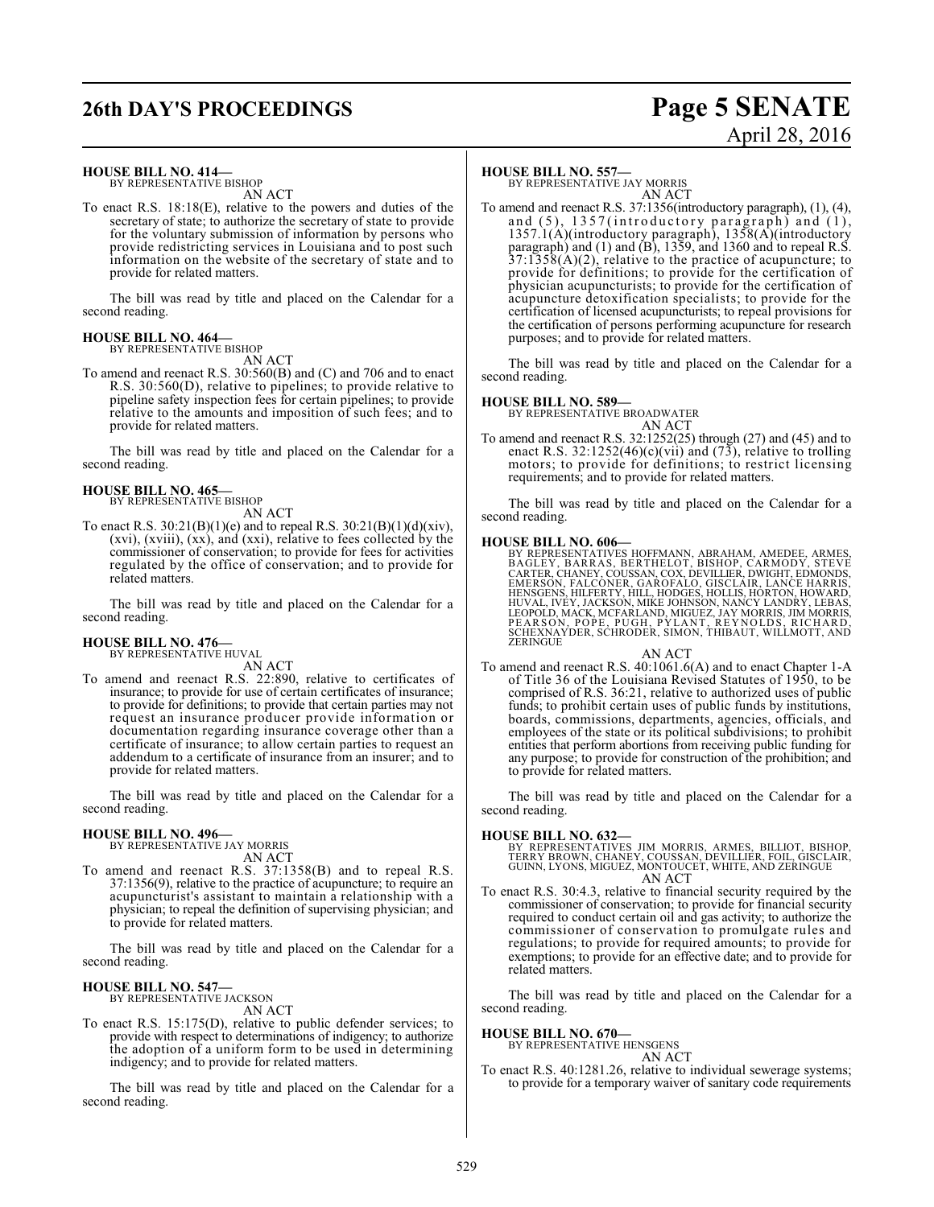**HOUSE BILL NO. 414—**
BY REPRESENTATIVE BISHOP

AN ACT

To enact R.S. 18:18(E), relative to the powers and duties of the secretary of state; to authorize the secretary of state to provide for the voluntary submission of information by persons who provide redistricting services in Louisiana and to post such information on the website of the secretary of state and to provide for related matters.

The bill was read by title and placed on the Calendar for a second reading.

**HOUSE BILL NO. 464—**
BY REPRESENTATIVE BISHOP

AN ACT

To amend and reenact R.S. 30:560(B) and (C) and 706 and to enact R.S. 30:560(D), relative to pipelines; to provide relative to pipeline safety inspection fees for certain pipelines; to provide relative to the amounts and imposition of such fees; and to provide for related matters.

The bill was read by title and placed on the Calendar for a second reading.

**HOUSE BILL NO. 465—**
BY REPRESENTATIVE BISHOP

AN ACT

To enact R.S. 30:21(B)(1)(e) and to repeal R.S. 30:21(B)(1)(d)(xiv), (xvi), (xviii), (xx), and (xxi), relative to fees collected by the commissioner of conservation; to provide for fees for activities regulated by the office of conservation; and to provide for related matters.

The bill was read by title and placed on the Calendar for a second reading.

**HOUSE BILL NO. 476—**
BY REPRESENTATIVE HUVAL

AN ACT

To amend and reenact R.S. 22:890, relative to certificates of insurance; to provide for use of certain certificates of insurance; to provide for definitions; to provide that certain parties may not request an insurance producer provide information or documentation regarding insurance coverage other than a certificate of insurance; to allow certain parties to request an addendum to a certificate of insurance from an insurer; and to provide for related matters.

The bill was read by title and placed on the Calendar for a second reading.

**HOUSE BILL NO. 496—**
BY REPRESENTATIVE JAY MORRIS

AN ACT

To amend and reenact R.S. 37:1358(B) and to repeal R.S. 37:1356(9), relative to the practice of acupuncture; to require an acupuncturist's assistant to maintain a relationship with a physician; to repeal the definition of supervising physician; and to provide for related matters.

The bill was read by title and placed on the Calendar for a second reading.

**HOUSE BILL NO. 547—**
BY REPRESENTATIVE JACKSON

AN ACT

To enact R.S. 15:175(D), relative to public defender services; to provide with respect to determinations of indigency; to authorize the adoption of a uniform form to be used in determining indigency; and to provide for related matters.

The bill was read by title and placed on the Calendar for a second reading.

**HOUSE BILL NO. 557—**
BY REPRESENTATIVE JAY MORRIS

AN ACT

To amend and reenact R.S. 37:1356(introductory paragraph), (1), (4), and (5), 1357(introductory paragraph) and (1), 1357.1(A)(introductory paragraph), 1358(A)(introductory paragraph) and (1) and (B), 1359, and 1360 and to repeal R.S. 37:1358(A)(2), relative to the practice of acupuncture; to provide for definitions; to provide for the certification of physician acupuncturists; to provide for the certification of acupuncture detoxification specialists; to provide for the certification of licensed acupuncturists; to repeal provisions for the certification of persons performing acupuncture for research purposes; and to provide for related matters.

The bill was read by title and placed on the Calendar for a second reading.

**HOUSE BILL NO. 589—**
BY REPRESENTATIVE BROADWATER

AN ACT

To amend and reenact R.S. 32:1252(25) through (27) and (45) and to enact R.S. 32:1252(46)(c)(vii) and (73), relative to trolling motors; to provide for definitions; to restrict licensing requirements; and to provide for related matters.

The bill was read by title and placed on the Calendar for a second reading.

**HOUSE BILL NO. 606—**
BY REPRESENTATIVES HOFFMANN, ABRAHAM, AMEDEE, ARMES, BAGLEY, BARRAS, BERTHELOT, BISHOP, CARMODY, STEVE CARTER, CHANEY, COUSSAN, COX, DEVILLIER, DWIGHT, EDMONDS, EMERSON, FALCONER, GAROFALO, GISCLAIR, LANCE HARRIS, HENSGENS, HILFERTY, HILL, HODGES, HOLLIS, HORTON, HOWARD, HUVAL, IVEY, JACKSON, MIKE JOHNSON, NANCY LANDRY, LEBAS, LEOPOLD, MACK, MCFARLAND, MIGUEZ, JAY MORRIS, JIM MORRIS, PEARSON, POPE, PUGH, PYLANT, REYNOLDS, RICHARD, SCHEXNAYDER, SCHRODER, SIMON, THIBAUT, WILLMOTT, AND ZERINGUE

AN ACT

To amend and reenact R.S. 40:1061.6(A) and to enact Chapter 1-A of Title 36 of the Louisiana Revised Statutes of 1950, to be comprised of R.S. 36:21, relative to authorized uses of public funds; to prohibit certain uses of public funds by institutions, boards, commissions, departments, agencies, officials, and employees of the state or its political subdivisions; to prohibit entities that perform abortions from receiving public funding for any purpose; to provide for construction of the prohibition; and to provide for related matters.

The bill was read by title and placed on the Calendar for a second reading.

**HOUSE BILL NO. 632—**
BY REPRESENTATIVES JIM MORRIS, ARMES, BILLIOT, BISHOP, TERRY BROWN, CHANEY, COUSSAN, DEVILLIER, FOIL, GISCLAIR, GUINN, LYONS, MIGUEZ, MONTOUCET, WHITE, AND ZERINGUE

AN ACT

To enact R.S. 30:4.3, relative to financial security required by the commissioner of conservation; to provide for financial security required to conduct certain oil and gas activity; to authorize the commissioner of conservation to promulgate rules and regulations; to provide for required amounts; to provide for exemptions; to provide for an effective date; and to provide for related matters.

The bill was read by title and placed on the Calendar for a second reading.

**HOUSE BILL NO. 670—**
BY REPRESENTATIVE HENSGENS

AN ACT

To enact R.S. 40:1281.26, relative to individual sewerage systems; to provide for a temporary waiver of sanitary code requirements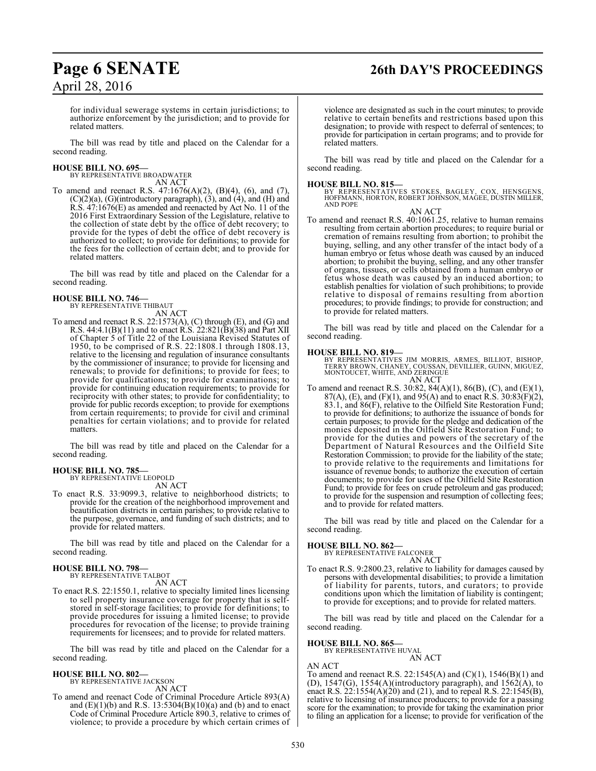for individual sewerage systems in certain jurisdictions; to authorize enforcement by the jurisdiction; and to provide for related matters.

The bill was read by title and placed on the Calendar for a second reading.

**HOUSE BILL NO. 695—**
BY REPRESENTATIVE BROADWATER
AN ACT

To amend and reenact R.S. 47:1676(A)(2), (B)(4), (6), and (7), (C)(2)(a), (G)(introductory paragraph), (3), and (4), and (H) and R.S. 47:1676(E) as amended and reenacted by Act No. 11 of the 2016 First Extraordinary Session of the Legislature, relative to the collection of state debt by the office of debt recovery; to provide for the types of debt the office of debt recovery is authorized to collect; to provide for definitions; to provide for the fees for the collection of certain debt; and to provide for related matters.

The bill was read by title and placed on the Calendar for a second reading.

**HOUSE BILL NO. 746—**
BY REPRESENTATIVE THIBAUT
AN ACT

To amend and reenact R.S. 22:1573(A), (C) through (E), and (G) and R.S. 44:4.1(B)(11) and to enact R.S. 22:821(B)(38) and Part XII of Chapter 5 of Title 22 of the Louisiana Revised Statutes of 1950, to be comprised of R.S. 22:1808.1 through 1808.13, relative to the licensing and regulation of insurance consultants by the commissioner of insurance; to provide for licensing and renewals; to provide for definitions; to provide for fees; to provide for qualifications; to provide for examinations; to provide for continuing education requirements; to provide for reciprocity with other states; to provide for confidentiality; to provide for public records exception; to provide for exemptions from certain requirements; to provide for civil and criminal penalties for certain violations; and to provide for related matters.

The bill was read by title and placed on the Calendar for a second reading.

**HOUSE BILL NO. 785—**
BY REPRESENTATIVE LEOPOLD
AN ACT

To enact R.S. 33:9099.3, relative to neighborhood districts; to provide for the creation of the neighborhood improvement and beautification districts in certain parishes; to provide relative to the purpose, governance, and funding of such districts; and to provide for related matters.

The bill was read by title and placed on the Calendar for a second reading.

**HOUSE BILL NO. 798—**
BY REPRESENTATIVE TALBOT
AN ACT

To enact R.S. 22:1550.1, relative to specialty limited lines licensing to sell property insurance coverage for property that is self-stored in self-storage facilities; to provide for definitions; to provide procedures for issuing a limited license; to provide procedures for revocation of the license; to provide training requirements for licensees; and to provide for related matters.

The bill was read by title and placed on the Calendar for a second reading.

**HOUSE BILL NO. 802—**
BY REPRESENTATIVE JACKSON
AN ACT

To amend and reenact Code of Criminal Procedure Article 893(A) and (E)(1)(b) and R.S. 13:5304(B)(10)(a) and (b) and to enact Code of Criminal Procedure Article 890.3, relative to crimes of violence; to provide a procedure by which certain crimes of violence are designated as such in the court minutes; to provide relative to certain benefits and restrictions based upon this designation; to provide with respect to deferral of sentences; to provide for participation in certain programs; and to provide for related matters.

The bill was read by title and placed on the Calendar for a second reading.

**HOUSE BILL NO. 815—**
BY REPRESENTATIVES STOKES, BAGLEY, COX, HENSGENS, HOFFMANN, HORTON, ROBERT JOHNSON, MAGEE, DUSTIN MILLER, AND POPE
AN ACT

To amend and reenact R.S. 40:1061.25, relative to human remains resulting from certain abortion procedures; to require burial or cremation of remains resulting from abortion; to prohibit the buying, selling, and any other transfer of the intact body of a human embryo or fetus whose death was caused by an induced abortion; to prohibit the buying, selling, and any other transfer of organs, tissues, or cells obtained from a human embryo or fetus whose death was caused by an induced abortion; to establish penalties for violation of such prohibitions; to provide relative to disposal of remains resulting from abortion procedures; to provide findings; to provide for construction; and to provide for related matters.

The bill was read by title and placed on the Calendar for a second reading.

**HOUSE BILL NO. 819—**
BY REPRESENTATIVES JIM MORRIS, ARMES, BILLIOT, BISHOP, TERRY BROWN, CHANEY, COUSSAN, DEVILLIER, GUINN, MIGUEZ, MONTOUCET, WHITE, AND ZERINGUE
AN ACT

To amend and reenact R.S. 30:82, 84(A)(1), 86(B), (C), and (E)(1), 87(A), (E), and (F)(1), and 95(A) and to enact R.S. 30:83(F)(2), 83.1, and 86(F), relative to the Oilfield Site Restoration Fund; to provide for definitions; to authorize the issuance of bonds for certain purposes; to provide for the pledge and dedication of the monies deposited in the Oilfield Site Restoration Fund; to provide for the duties and powers of the secretary of the Department of Natural Resources and the Oilfield Site Restoration Commission; to provide for the liability of the state; to provide relative to the requirements and limitations for issuance of revenue bonds; to authorize the execution of certain documents; to provide for uses of the Oilfield Site Restoration Fund; to provide for fees on crude petroleum and gas produced; to provide for the suspension and resumption of collecting fees; and to provide for related matters.

The bill was read by title and placed on the Calendar for a second reading.

**HOUSE BILL NO. 862—**
BY REPRESENTATIVE FALCONER
AN ACT

To enact R.S. 9:2800.23, relative to liability for damages caused by persons with developmental disabilities; to provide a limitation of liability for parents, tutors, and curators; to provide conditions upon which the limitation of liability is contingent; to provide for exceptions; and to provide for related matters.

The bill was read by title and placed on the Calendar for a second reading.

**HOUSE BILL NO. 865—**
BY REPRESENTATIVE HUVAL
AN ACT

AN ACT

To amend and reenact R.S. 22:1545(A) and (C)(1), 1546(B)(1) and (D), 1547(G), 1554(A)(introductory paragraph), and 1562(A), to enact R.S. 22:1554(A)(20) and (21), and to repeal R.S. 22:1545(B), relative to licensing of insurance producers; to provide for a passing score for the examination; to provide for taking the examination prior to filing an application for a license; to provide for verification of the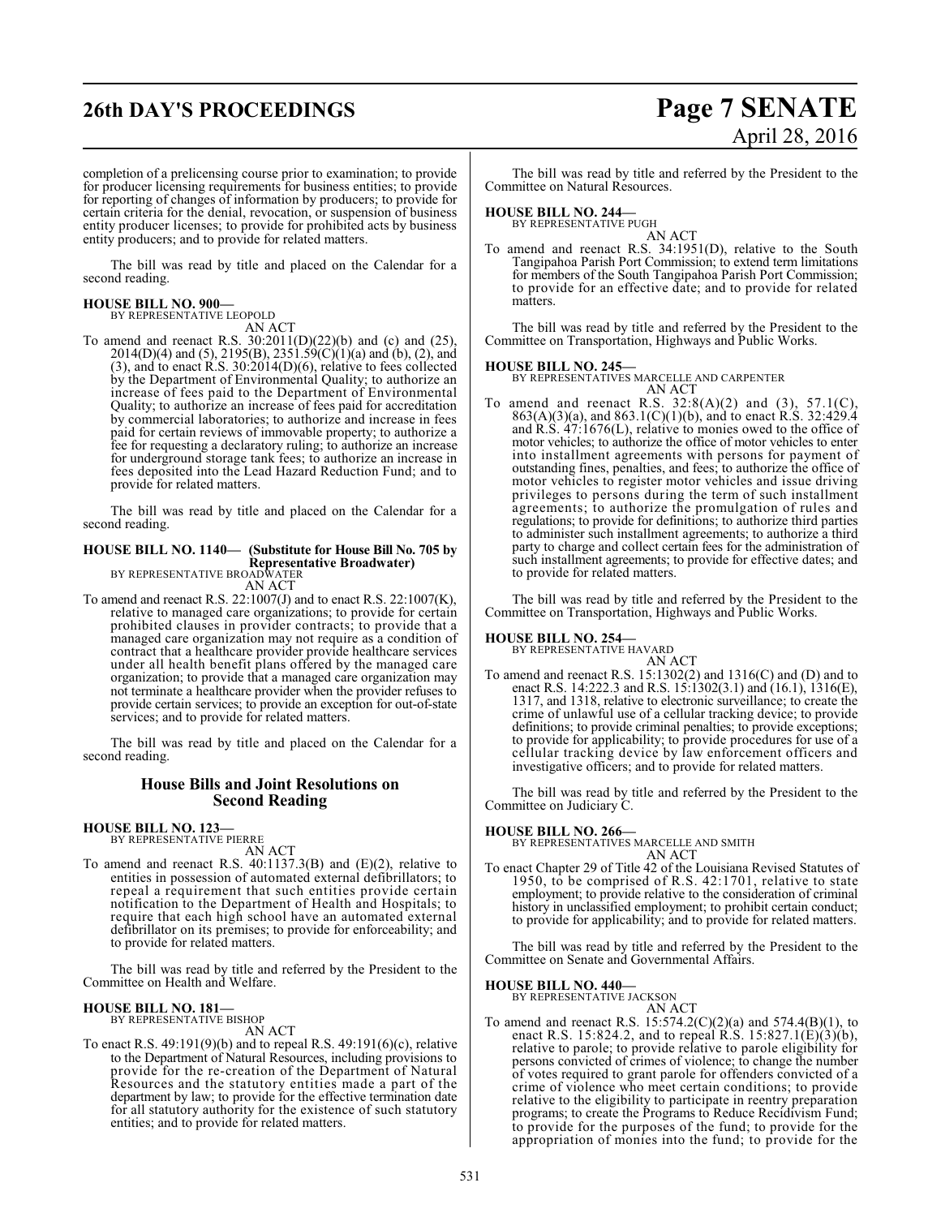completion of a prelicensing course prior to examination; to provide for producer licensing requirements for business entities; to provide for reporting of changes of information by producers; to provide for certain criteria for the denial, revocation, or suspension of business entity producer licenses; to provide for prohibited acts by business entity producers; and to provide for related matters.

The bill was read by title and placed on the Calendar for a second reading.

**HOUSE BILL NO. 900—**
BY REPRESENTATIVE LEOPOLD
AN ACT

To amend and reenact R.S. 30:2011(D)(22)(b) and (c) and (25), 2014(D)(4) and (5), 2195(B), 2351.59(C)(1)(a) and (b), (2), and (3), and to enact R.S. 30:2014(D)(6), relative to fees collected by the Department of Environmental Quality; to authorize an increase of fees paid to the Department of Environmental Quality; to authorize an increase of fees paid for accreditation by commercial laboratories; to authorize and increase in fees paid for certain reviews of immovable property; to authorize a fee for requesting a declaratory ruling; to authorize an increase for underground storage tank fees; to authorize an increase in fees deposited into the Lead Hazard Reduction Fund; and to provide for related matters.

The bill was read by title and placed on the Calendar for a second reading.

**HOUSE BILL NO. 1140— (Substitute for House Bill No. 705 by Representative Broadwater)**
BY REPRESENTATIVE BROADWATER
AN ACT

To amend and reenact R.S. 22:1007(J) and to enact R.S. 22:1007(K), relative to managed care organizations; to provide for certain prohibited clauses in provider contracts; to provide that a managed care organization may not require as a condition of contract that a healthcare provider provide healthcare services under all health benefit plans offered by the managed care organization; to provide that a managed care organization may not terminate a healthcare provider when the provider refuses to provide certain services; to provide an exception for out-of-state services; and to provide for related matters.

The bill was read by title and placed on the Calendar for a second reading.

## House Bills and Joint Resolutions on Second Reading

**HOUSE BILL NO. 123—**
BY REPRESENTATIVE PIERRE
AN ACT

To amend and reenact R.S. 40:1137.3(B) and (E)(2), relative to entities in possession of automated external defibrillators; to repeal a requirement that such entities provide certain notification to the Department of Health and Hospitals; to require that each high school have an automated external defibrillator on its premises; to provide for enforceability; and to provide for related matters.

The bill was read by title and referred by the President to the Committee on Health and Welfare.

**HOUSE BILL NO. 181—**
BY REPRESENTATIVE BISHOP
AN ACT

To enact R.S. 49:191(9)(b) and to repeal R.S. 49:191(6)(c), relative to the Department of Natural Resources, including provisions to provide for the re-creation of the Department of Natural Resources and the statutory entities made a part of the department by law; to provide for the effective termination date for all statutory authority for the existence of such statutory entities; and to provide for related matters.

The bill was read by title and referred by the President to the Committee on Natural Resources.

**HOUSE BILL NO. 244—**
BY REPRESENTATIVE PUGH
AN ACT

To amend and reenact R.S. 34:1951(D), relative to the South Tangipahoa Parish Port Commission; to extend term limitations for members of the South Tangipahoa Parish Port Commission; to provide for an effective date; and to provide for related matters.

The bill was read by title and referred by the President to the Committee on Transportation, Highways and Public Works.

**HOUSE BILL NO. 245—**
BY REPRESENTATIVES MARCELLE AND CARPENTER
AN ACT

To amend and reenact R.S. 32:8(A)(2) and (3), 57.1(C), 863(A)(3)(a), and 863.1(C)(1)(b), and to enact R.S. 32:429.4 and R.S. 47:1676(L), relative to monies owed to the office of motor vehicles; to authorize the office of motor vehicles to enter into installment agreements with persons for payment of outstanding fines, penalties, and fees; to authorize the office of motor vehicles to register motor vehicles and issue driving privileges to persons during the term of such installment agreements; to authorize the promulgation of rules and regulations; to provide for definitions; to authorize third parties to administer such installment agreements; to authorize a third party to charge and collect certain fees for the administration of such installment agreements; to provide for effective dates; and to provide for related matters.

The bill was read by title and referred by the President to the Committee on Transportation, Highways and Public Works.

**HOUSE BILL NO. 254—**
BY REPRESENTATIVE HAVARD
AN ACT

To amend and reenact R.S. 15:1302(2) and 1316(C) and (D) and to enact R.S. 14:222.3 and R.S. 15:1302(3.1) and (16.1), 1316(E), 1317, and 1318, relative to electronic surveillance; to create the crime of unlawful use of a cellular tracking device; to provide definitions; to provide criminal penalties; to provide exceptions; to provide for applicability; to provide procedures for use of a cellular tracking device by law enforcement officers and investigative officers; and to provide for related matters.

The bill was read by title and referred by the President to the Committee on Judiciary C.

**HOUSE BILL NO. 266—**
BY REPRESENTATIVES MARCELLE AND SMITH
AN ACT

To enact Chapter 29 of Title 42 of the Louisiana Revised Statutes of 1950, to be comprised of R.S. 42:1701, relative to state employment; to provide relative to the consideration of criminal history in unclassified employment; to prohibit certain conduct; to provide for applicability; and to provide for related matters.

The bill was read by title and referred by the President to the Committee on Senate and Governmental Affairs.

**HOUSE BILL NO. 440—**
BY REPRESENTATIVE JACKSON
AN ACT

To amend and reenact R.S. 15:574.2(C)(2)(a) and 574.4(B)(1), to enact R.S. 15:824.2, and to repeal R.S. 15:827.1(E)(3)(b), relative to parole; to provide relative to parole eligibility for persons convicted of crimes of violence; to change the number of votes required to grant parole for offenders convicted of a crime of violence who meet certain conditions; to provide relative to the eligibility to participate in reentry preparation programs; to create the Programs to Reduce Recidivism Fund; to provide for the purposes of the fund; to provide for the appropriation of monies into the fund; to provide for the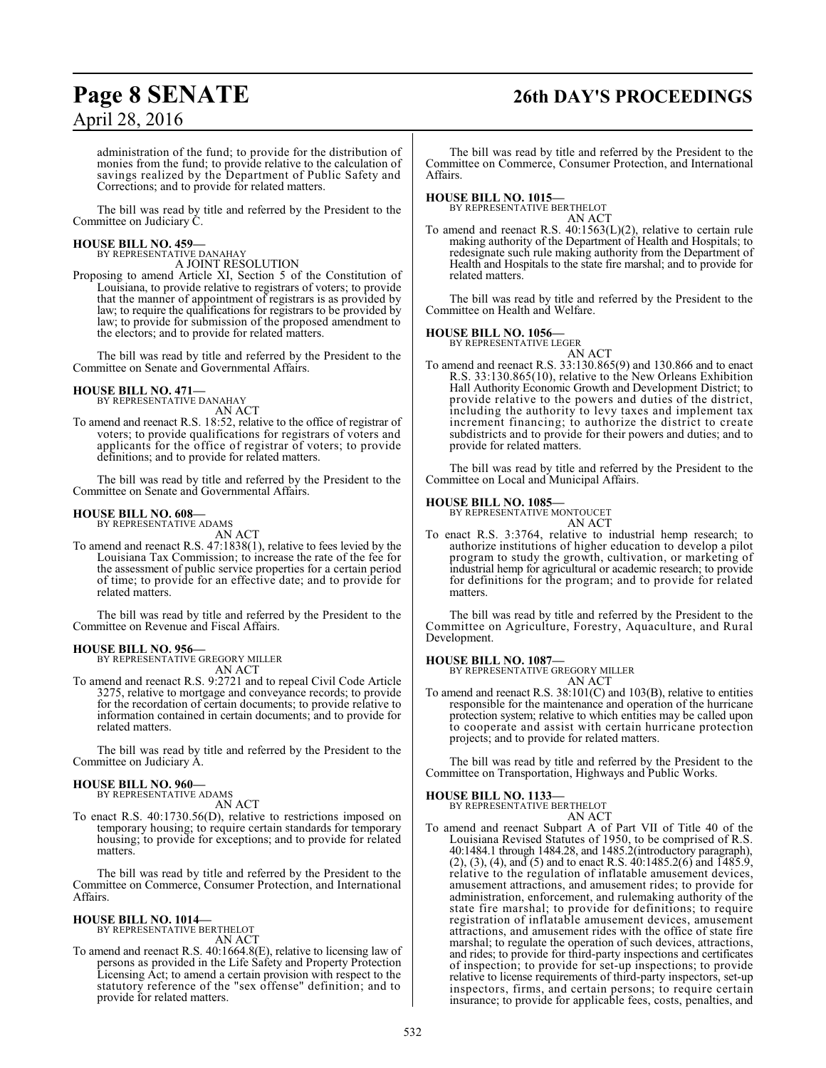administration of the fund; to provide for the distribution of monies from the fund; to provide relative to the calculation of savings realized by the Department of Public Safety and Corrections; and to provide for related matters.

The bill was read by title and referred by the President to the Committee on Judiciary C.

**HOUSE BILL NO. 459—**
BY REPRESENTATIVE DANAHAY
A JOINT RESOLUTION

Proposing to amend Article XI, Section 5 of the Constitution of Louisiana, to provide relative to registrars of voters; to provide that the manner of appointment of registrars is as provided by law; to require the qualifications for registrars to be provided by law; to provide for submission of the proposed amendment to the electors; and to provide for related matters.

The bill was read by title and referred by the President to the Committee on Senate and Governmental Affairs.

**HOUSE BILL NO. 471—**
BY REPRESENTATIVE DANAHAY
AN ACT

To amend and reenact R.S. 18:52, relative to the office of registrar of voters; to provide qualifications for registrars of voters and applicants for the office of registrar of voters; to provide definitions; and to provide for related matters.

The bill was read by title and referred by the President to the Committee on Senate and Governmental Affairs.

**HOUSE BILL NO. 608—**
BY REPRESENTATIVE ADAMS
AN ACT

To amend and reenact R.S. 47:1838(1), relative to fees levied by the Louisiana Tax Commission; to increase the rate of the fee for the assessment of public service properties for a certain period of time; to provide for an effective date; and to provide for related matters.

The bill was read by title and referred by the President to the Committee on Revenue and Fiscal Affairs.

**HOUSE BILL NO. 956—**
BY REPRESENTATIVE GREGORY MILLER
AN ACT

To amend and reenact R.S. 9:2721 and to repeal Civil Code Article 3275, relative to mortgage and conveyance records; to provide for the recordation of certain documents; to provide relative to information contained in certain documents; and to provide for related matters.

The bill was read by title and referred by the President to the Committee on Judiciary A.

**HOUSE BILL NO. 960—**
BY REPRESENTATIVE ADAMS
AN ACT

To enact R.S. 40:1730.56(D), relative to restrictions imposed on temporary housing; to require certain standards for temporary housing; to provide for exceptions; and to provide for related matters.

The bill was read by title and referred by the President to the Committee on Commerce, Consumer Protection, and International Affairs.

**HOUSE BILL NO. 1014—**
BY REPRESENTATIVE BERTHELOT
AN ACT

To amend and reenact R.S. 40:1664.8(E), relative to licensing law of persons as provided in the Life Safety and Property Protection Licensing Act; to amend a certain provision with respect to the statutory reference of the "sex offense" definition; and to provide for related matters.

The bill was read by title and referred by the President to the Committee on Commerce, Consumer Protection, and International Affairs.

**HOUSE BILL NO. 1015—**
BY REPRESENTATIVE BERTHELOT
AN ACT

To amend and reenact R.S. 40:1563(L)(2), relative to certain rule making authority of the Department of Health and Hospitals; to redesignate such rule making authority from the Department of Health and Hospitals to the state fire marshal; and to provide for related matters.

The bill was read by title and referred by the President to the Committee on Health and Welfare.

**HOUSE BILL NO. 1056—**
BY REPRESENTATIVE LEGER
AN ACT

To amend and reenact R.S. 33:130.865(9) and 130.866 and to enact R.S. 33:130.865(10), relative to the New Orleans Exhibition Hall Authority Economic Growth and Development District; to provide relative to the powers and duties of the district, including the authority to levy taxes and implement tax increment financing; to authorize the district to create subdistricts and to provide for their powers and duties; and to provide for related matters.

The bill was read by title and referred by the President to the Committee on Local and Municipal Affairs.

**HOUSE BILL NO. 1085—**
BY REPRESENTATIVE MONTOUCET
AN ACT

To enact R.S. 3:3764, relative to industrial hemp research; to authorize institutions of higher education to develop a pilot program to study the growth, cultivation, or marketing of industrial hemp for agricultural or academic research; to provide for definitions for the program; and to provide for related matters.

The bill was read by title and referred by the President to the Committee on Agriculture, Forestry, Aquaculture, and Rural Development.

**HOUSE BILL NO. 1087—**
BY REPRESENTATIVE GREGORY MILLER
AN ACT

To amend and reenact R.S. 38:101(C) and 103(B), relative to entities responsible for the maintenance and operation of the hurricane protection system; relative to which entities may be called upon to cooperate and assist with certain hurricane protection projects; and to provide for related matters.

The bill was read by title and referred by the President to the Committee on Transportation, Highways and Public Works.

**HOUSE BILL NO. 1133—**
BY REPRESENTATIVE BERTHELOT
AN ACT

To amend and reenact Subpart A of Part VII of Title 40 of the Louisiana Revised Statutes of 1950, to be comprised of R.S. 40:1484.1 through 1484.28, and 1485.2(introductory paragraph), (2), (3), (4), and (5) and to enact R.S. 40:1485.2(6) and 1485.9, relative to the regulation of inflatable amusement devices, amusement attractions, and amusement rides; to provide for administration, enforcement, and rulemaking authority of the state fire marshal; to provide for definitions; to require registration of inflatable amusement devices, amusement attractions, and amusement rides with the office of state fire marshal; to regulate the operation of such devices, attractions, and rides; to provide for third-party inspections and certificates of inspection; to provide for set-up inspections; to provide relative to license requirements of third-party inspectors, set-up inspectors, firms, and certain persons; to require certain insurance; to provide for applicable fees, costs, penalties, and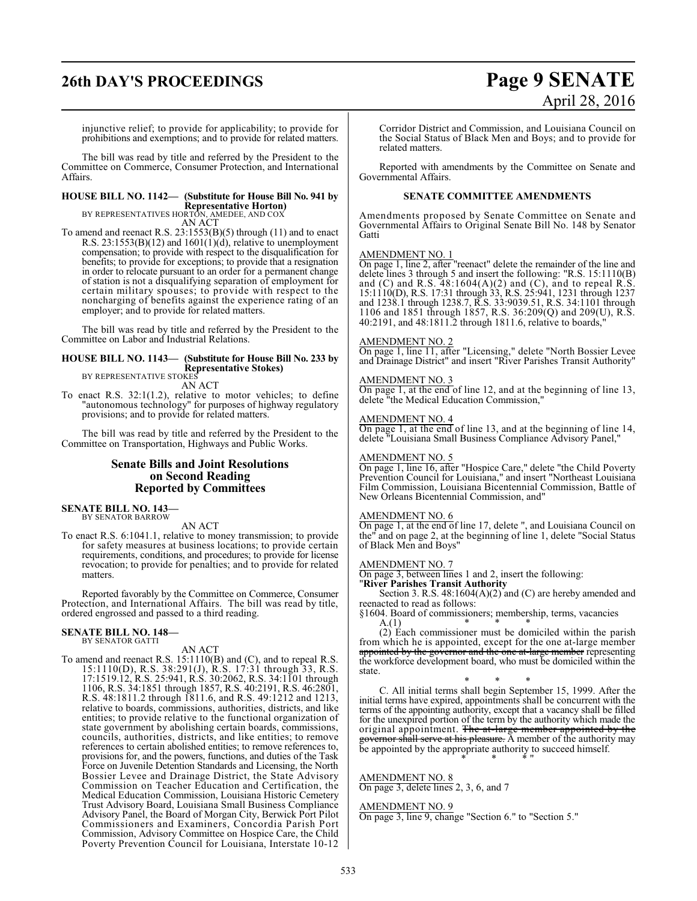injunctive relief; to provide for applicability; to provide for prohibitions and exemptions; and to provide for related matters.

The bill was read by title and referred by the President to the Committee on Commerce, Consumer Protection, and International Affairs.

**HOUSE BILL NO. 1142— (Substitute for House Bill No. 941 by Representative Horton)**
BY REPRESENTATIVES HORTON, AMEDEE, AND COX

AN ACT

To amend and reenact R.S. 23:1553(B)(5) through (11) and to enact R.S. 23:1553(B)(12) and 1601(1)(d), relative to unemployment compensation; to provide with respect to the disqualification for benefits; to provide for exceptions; to provide that a resignation in order to relocate pursuant to an order for a permanent change of station is not a disqualifying separation of employment for certain military spouses; to provide with respect to the noncharging of benefits against the experience rating of an employer; and to provide for related matters.

The bill was read by title and referred by the President to the Committee on Labor and Industrial Relations.

**HOUSE BILL NO. 1143— (Substitute for House Bill No. 233 by Representative Stokes)**
BY REPRESENTATIVE STOKES

AN ACT

To enact R.S. 32:1(1.2), relative to motor vehicles; to define "autonomous technology" for purposes of highway regulatory provisions; and to provide for related matters.

The bill was read by title and referred by the President to the Committee on Transportation, Highways and Public Works.

## Senate Bills and Joint Resolutions on Second Reading Reported by Committees

**SENATE BILL NO. 143—**
BY SENATOR BARROW

AN ACT

To enact R.S. 6:1041.1, relative to money transmission; to provide for safety measures at business locations; to provide certain requirements, conditions, and procedures; to provide for license revocation; to provide for penalties; and to provide for related matters.

Reported favorably by the Committee on Commerce, Consumer Protection, and International Affairs. The bill was read by title, ordered engrossed and passed to a third reading.

**SENATE BILL NO. 148—**
BY SENATOR GATTI

AN ACT

To amend and reenact R.S. 15:1110(B) and (C), and to repeal R.S. 15:1110(D), R.S. 38:291(J), R.S. 17:31 through 33, R.S. 17:1519.12, R.S. 25:941, R.S. 30:2062, R.S. 34:1101 through 1106, R.S. 34:1851 through 1857, R.S. 40:2191, R.S. 46:2801, R.S. 48:1811.2 through 1811.6, and R.S. 49:1212 and 1213, relative to boards, commissions, authorities, districts, and like entities; to provide relative to the functional organization of state government by abolishing certain boards, commissions, councils, authorities, districts, and like entities; to remove references to certain abolished entities; to remove references to, provisions for, and the powers, functions, and duties of the Task Force on Juvenile Detention Standards and Licensing, the North Bossier Levee and Drainage District, the State Advisory Commission on Teacher Education and Certification, the Medical Education Commission, Louisiana Historic Cemetery Trust Advisory Board, Louisiana Small Business Compliance Advisory Panel, the Board of Morgan City, Berwick Port Pilot Commissioners and Examiners, Concordia Parish Port Commission, Advisory Committee on Hospice Care, the Child Poverty Prevention Council for Louisiana, Interstate 10-12 Corridor District and Commission, and Louisiana Council on the Social Status of Black Men and Boys; and to provide for related matters.

Reported with amendments by the Committee on Senate and Governmental Affairs.

**SENATE COMMITTEE AMENDMENTS**

Amendments proposed by Senate Committee on Senate and Governmental Affairs to Original Senate Bill No. 148 by Senator Gatti

AMENDMENT NO. 1
On page 1, line 2, after "reenact" delete the remainder of the line and delete lines 3 through 5 and insert the following: "R.S. 15:1110(B) and (C) and R.S. 48:1604(A)(2) and (C), and to repeal R.S. 15:1110(D), R.S. 17:31 through 33, R.S. 25:941, 1231 through 1237 and 1238.1 through 1238.7, R.S. 33:9039.51, R.S. 34:1101 through 1106 and 1851 through 1857, R.S. 36:209(Q) and 209(U), R.S. 40:2191, and 48:1811.2 through 1811.6, relative to boards,"

AMENDMENT NO. 2
On page 1, line 11, after "Licensing," delete "North Bossier Levee and Drainage District" and insert "River Parishes Transit Authority"

AMENDMENT NO. 3
On page 1, at the end of line 12, and at the beginning of line 13, delete "the Medical Education Commission,"

AMENDMENT NO. 4
On page 1, at the end of line 13, and at the beginning of line 14, delete "Louisiana Small Business Compliance Advisory Panel,"

AMENDMENT NO. 5
On page 1, line 16, after "Hospice Care," delete "the Child Poverty Prevention Council for Louisiana," and insert "Northeast Louisiana Film Commission, Louisiana Bicentennial Commission, Battle of New Orleans Bicentennial Commission, and"

AMENDMENT NO. 6
On page 1, at the end of line 17, delete ", and Louisiana Council on the" and on page 2, at the beginning of line 1, delete "Social Status of Black Men and Boys"

AMENDMENT NO. 7
On page 3, between lines 1 and 2, insert the following:
"**River Parishes Transit Authority**

Section 3. R.S. 48:1604(A)(2) and (C) are hereby amended and reenacted to read as follows:

§1604. Board of commissioners; membership, terms, vacancies

A.(1) * * *

(2) Each commissioner must be domiciled within the parish from which he is appointed, except for the one at-large member ~~appointed by the governor and the one at-large member~~ representing the workforce development board, who must be domiciled within the state.

\* \* \*

C. All initial terms shall begin September 15, 1999. After the initial terms have expired, appointments shall be concurrent with the terms of the appointing authority, except that a vacancy shall be filled for the unexpired portion of the term by the authority which made the original appointment. ~~The at-large member appointed by the governor shall serve at his pleasure.~~ A member of the authority may be appointed by the appropriate authority to succeed himself.

\* \* \* "

AMENDMENT NO. 8
On page 3, delete lines 2, 3, 6, and 7

AMENDMENT NO. 9
On page 3, line 9, change "Section 6." to "Section 5."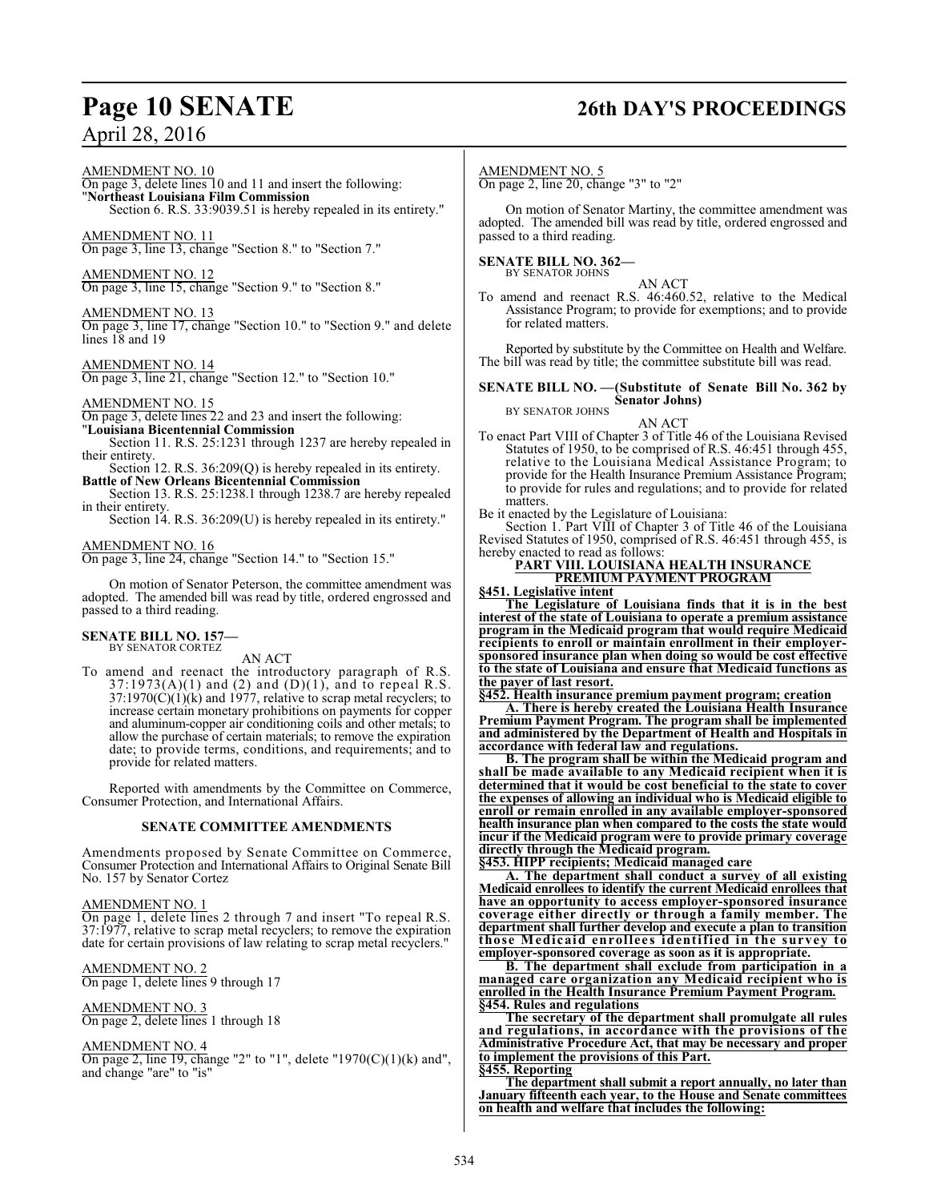AMENDMENT NO. 10

On page 3, delete lines 10 and 11 and insert the following:

"**Northeast Louisiana Film Commission**

Section 6. R.S. 33:9039.51 is hereby repealed in its entirety."

AMENDMENT NO. 11

On page 3, line 13, change "Section 8." to "Section 7."

AMENDMENT NO. 12

On page 3, line 15, change "Section 9." to "Section 8."

AMENDMENT NO. 13

On page 3, line 17, change "Section 10." to "Section 9." and delete lines 18 and 19

AMENDMENT NO. 14

On page 3, line 21, change "Section 12." to "Section 10."

AMENDMENT NO. 15

On page 3, delete lines 22 and 23 and insert the following:

"**Louisiana Bicentennial Commission**

Section 11. R.S. 25:1231 through 1237 are hereby repealed in their entirety.

Section 12. R.S. 36:209(Q) is hereby repealed in its entirety.

**Battle of New Orleans Bicentennial Commission**

Section 13. R.S. 25:1238.1 through 1238.7 are hereby repealed in their entirety.

Section 14. R.S. 36:209(U) is hereby repealed in its entirety."

AMENDMENT NO. 16

On page 3, line 24, change "Section 14." to "Section 15."

On motion of Senator Peterson, the committee amendment was adopted. The amended bill was read by title, ordered engrossed and passed to a third reading.

**SENATE BILL NO. 157—**
BY SENATOR CORTEZ

AN ACT

To amend and reenact the introductory paragraph of R.S. 37:1973(A)(1) and (2) and (D)(1), and to repeal R.S. 37:1970(C)(1)(k) and 1977, relative to scrap metal recyclers; to increase certain monetary prohibitions on payments for copper and aluminum-copper air conditioning coils and other metals; to allow the purchase of certain materials; to remove the expiration date; to provide terms, conditions, and requirements; and to provide for related matters.

Reported with amendments by the Committee on Commerce, Consumer Protection, and International Affairs.

**SENATE COMMITTEE AMENDMENTS**

Amendments proposed by Senate Committee on Commerce, Consumer Protection and International Affairs to Original Senate Bill No. 157 by Senator Cortez

AMENDMENT NO. 1

On page 1, delete lines 2 through 7 and insert "To repeal R.S. 37:1977, relative to scrap metal recyclers; to remove the expiration date for certain provisions of law relating to scrap metal recyclers."

AMENDMENT NO. 2

On page 1, delete lines 9 through 17

AMENDMENT NO. 3

On page 2, delete lines 1 through 18

AMENDMENT NO. 4

On page 2, line 19, change "2" to "1", delete "1970(C)(1)(k) and", and change "are" to "is"

AMENDMENT NO. 5

On page 2, line 20, change "3" to "2"

On motion of Senator Martiny, the committee amendment was adopted. The amended bill was read by title, ordered engrossed and passed to a third reading.

**SENATE BILL NO. 362—**
BY SENATOR JOHNS

AN ACT

To amend and reenact R.S. 46:460.52, relative to the Medical Assistance Program; to provide for exemptions; and to provide for related matters.

Reported by substitute by the Committee on Health and Welfare. The bill was read by title; the committee substitute bill was read.

**SENATE BILL NO. —(Substitute of Senate Bill No. 362 by Senator Johns)**
BY SENATOR JOHNS

AN ACT

To enact Part VIII of Chapter 3 of Title 46 of the Louisiana Revised Statutes of 1950, to be comprised of R.S. 46:451 through 455, relative to the Louisiana Medical Assistance Program; to provide for the Health Insurance Premium Assistance Program; to provide for rules and regulations; and to provide for related matters.

Be it enacted by the Legislature of Louisiana:

Section 1. Part VIII of Chapter 3 of Title 46 of the Louisiana Revised Statutes of 1950, comprised of R.S. 46:451 through 455, is hereby enacted to read as follows:

**PART VIII. LOUISIANA HEALTH INSURANCE PREMIUM PAYMENT PROGRAM**

**§451. Legislative intent**

**The Legislature of Louisiana finds that it is in the best interest of the state of Louisiana to operate a premium assistance program in the Medicaid program that would require Medicaid recipients to enroll or maintain enrollment in their employer-sponsored insurance plan when doing so would be cost effective to the state of Louisiana and ensure that Medicaid functions as the payer of last resort.**

**§452. Health insurance premium payment program; creation**

**A. There is hereby created the Louisiana Health Insurance Premium Payment Program. The program shall be implemented and administered by the Department of Health and Hospitals in accordance with federal law and regulations.**

**B. The program shall be within the Medicaid program and shall be made available to any Medicaid recipient when it is determined that it would be cost beneficial to the state to cover the expenses of allowing an individual who is Medicaid eligible to enroll or remain enrolled in any available employer-sponsored health insurance plan when compared to the costs the state would incur if the Medicaid program were to provide primary coverage directly through the Medicaid program.**

**§453. HIPP recipients; Medicaid managed care**

**A. The department shall conduct a survey of all existing Medicaid enrollees to identify the current Medicaid enrollees that have an opportunity to access employer-sponsored insurance coverage either directly or through a family member. The department shall further develop and execute a plan to transition those Medicaid enrollees identified in the survey to employer-sponsored coverage as soon as it is appropriate.**

**B. The department shall exclude from participation in a managed care organization any Medicaid recipient who is enrolled in the Health Insurance Premium Payment Program.**

**§454. Rules and regulations**

**The secretary of the department shall promulgate all rules and regulations, in accordance with the provisions of the Administrative Procedure Act, that may be necessary and proper to implement the provisions of this Part.**

**§455. Reporting**

**The department shall submit a report annually, no later than January fifteenth each year, to the House and Senate committees on health and welfare that includes the following:**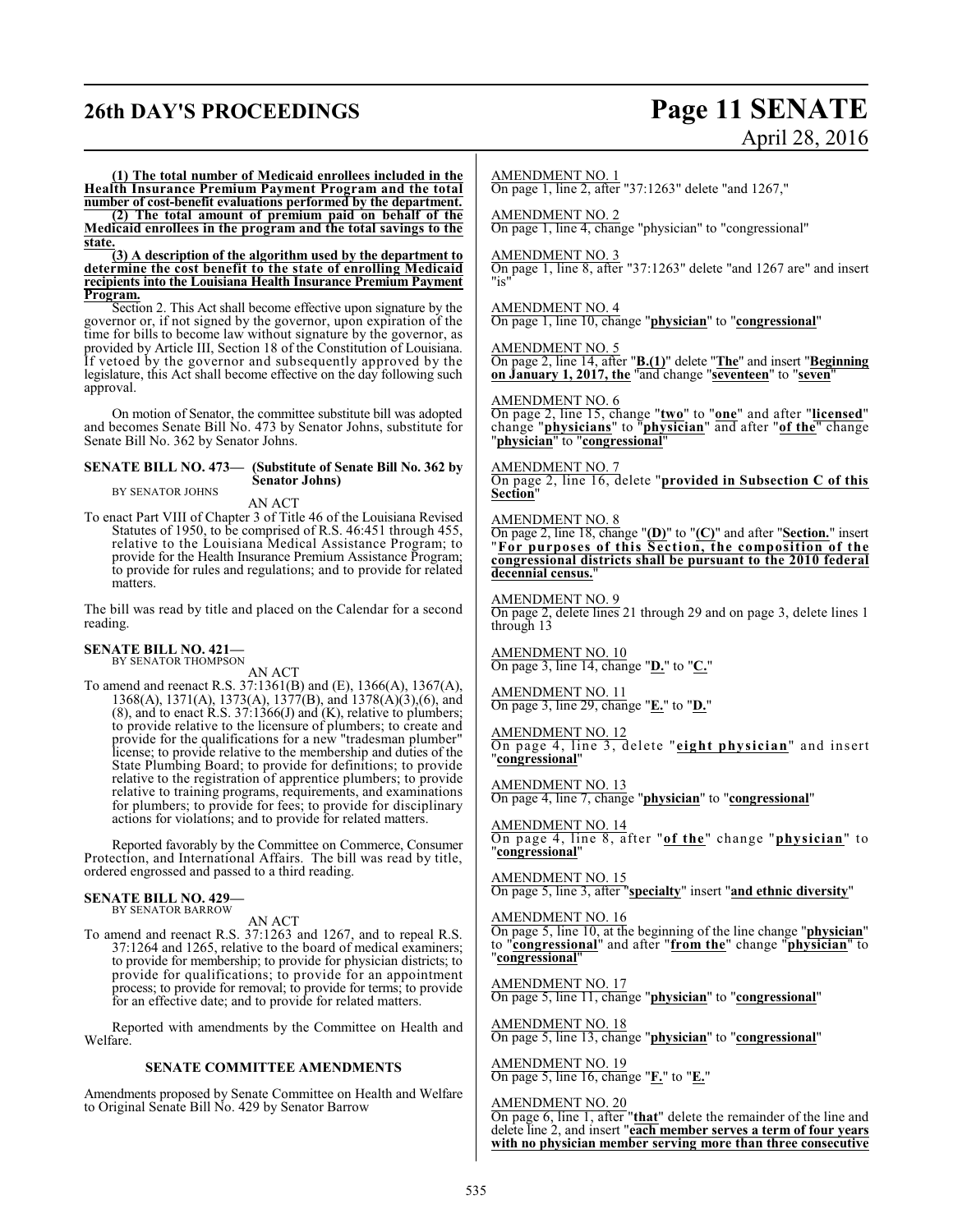**(1) The total number of Medicaid enrollees included in the Health Insurance Premium Payment Program and the total number of cost-benefit evaluations performed by the department.**

**(2) The total amount of premium paid on behalf of the Medicaid enrollees in the program and the total savings to the state.**

**(3) A description of the algorithm used by the department to determine the cost benefit to the state of enrolling Medicaid recipients into the Louisiana Health Insurance Premium Payment Program.**

Section 2. This Act shall become effective upon signature by the governor or, if not signed by the governor, upon expiration of the time for bills to become law without signature by the governor, as provided by Article III, Section 18 of the Constitution of Louisiana. If vetoed by the governor and subsequently approved by the legislature, this Act shall become effective on the day following such approval.

On motion of Senator, the committee substitute bill was adopted and becomes Senate Bill No. 473 by Senator Johns, substitute for Senate Bill No. 362 by Senator Johns.

**SENATE BILL NO. 473— (Substitute of Senate Bill No. 362 by Senator Johns)**
BY SENATOR JOHNS

AN ACT

To enact Part VIII of Chapter 3 of Title 46 of the Louisiana Revised Statutes of 1950, to be comprised of R.S. 46:451 through 455, relative to the Louisiana Medical Assistance Program; to provide for the Health Insurance Premium Assistance Program; to provide for rules and regulations; and to provide for related matters.

The bill was read by title and placed on the Calendar for a second reading.

**SENATE BILL NO. 421—**
BY SENATOR THOMPSON

AN ACT

To amend and reenact R.S. 37:1361(B) and (E), 1366(A), 1367(A), 1368(A), 1371(A), 1373(A), 1377(B), and 1378(A)(3),(6), and (8), and to enact R.S. 37:1366(J) and (K), relative to plumbers; to provide relative to the licensure of plumbers; to create and provide for the qualifications for a new "tradesman plumber" license; to provide relative to the membership and duties of the State Plumbing Board; to provide for definitions; to provide relative to the registration of apprentice plumbers; to provide relative to training programs, requirements, and examinations for plumbers; to provide for fees; to provide for disciplinary actions for violations; and to provide for related matters.

Reported favorably by the Committee on Commerce, Consumer Protection, and International Affairs. The bill was read by title, ordered engrossed and passed to a third reading.

**SENATE BILL NO. 429—**
BY SENATOR BARROW

AN ACT

To amend and reenact R.S. 37:1263 and 1267, and to repeal R.S. 37:1264 and 1265, relative to the board of medical examiners; to provide for membership; to provide for physician districts; to provide for qualifications; to provide for an appointment process; to provide for removal; to provide for terms; to provide for an effective date; and to provide for related matters.

Reported with amendments by the Committee on Health and Welfare.

**SENATE COMMITTEE AMENDMENTS**

Amendments proposed by Senate Committee on Health and Welfare to Original Senate Bill No. 429 by Senator Barrow

AMENDMENT NO. 1
On page 1, line 2, after "37:1263" delete "and 1267,"

AMENDMENT NO. 2
On page 1, line 4, change "physician" to "congressional"

AMENDMENT NO. 3
On page 1, line 8, after "37:1263" delete "and 1267 are" and insert "is"

AMENDMENT NO. 4
On page 1, line 10, change "**physician**" to "**congressional**"

AMENDMENT NO. 5
On page 2, line 14, after "**B.(1)**" delete "**The**" and insert "**Beginning on January 1, 2017, the**" and change "**seventeen**" to "**seven**"

AMENDMENT NO. 6
On page 2, line 15, change "**two**" to "**one**" and after "**licensed**" change "**physicians**" to "**physician**" and after "**of the**" change "**physician**" to "**congressional**"

AMENDMENT NO. 7
On page 2, line 16, delete "**provided in Subsection C of this Section**"

AMENDMENT NO. 8
On page 2, line 18, change "**(D)**" to "**(C)**" and after "**Section.**" insert "**For purposes of this Section, the composition of the congressional districts shall be pursuant to the 2010 federal decennial census.**"

AMENDMENT NO. 9
On page 2, delete lines 21 through 29 and on page 3, delete lines 1 through 13

AMENDMENT NO. 10
On page 3, line 14, change "**D.**" to "**C.**"

AMENDMENT NO. 11
On page 3, line 29, change "**E.**" to "**D.**"

AMENDMENT NO. 12
On page 4, line 3, delete "**eight physician**" and insert "**congressional**"

AMENDMENT NO. 13
On page 4, line 7, change "**physician**" to "**congressional**"

AMENDMENT NO. 14
On page 4, line 8, after "**of the**" change "**physician**" to "**congressional**"

AMENDMENT NO. 15
On page 5, line 3, after "**specialty**" insert "**and ethnic diversity**"

AMENDMENT NO. 16
On page 5, line 10, at the beginning of the line change "**physician**" to "**congressional**" and after "**from the**" change "**physician**" to "**congressional**"

AMENDMENT NO. 17
On page 5, line 11, change "**physician**" to "**congressional**"

AMENDMENT NO. 18
On page 5, line 13, change "**physician**" to "**congressional**"

AMENDMENT NO. 19
On page 5, line 16, change "**F.**" to "**E.**"

AMENDMENT NO. 20
On page 6, line 1, after "**that**" delete the remainder of the line and delete line 2, and insert "**each member serves a term of four years with no physician member serving more than three consecutive**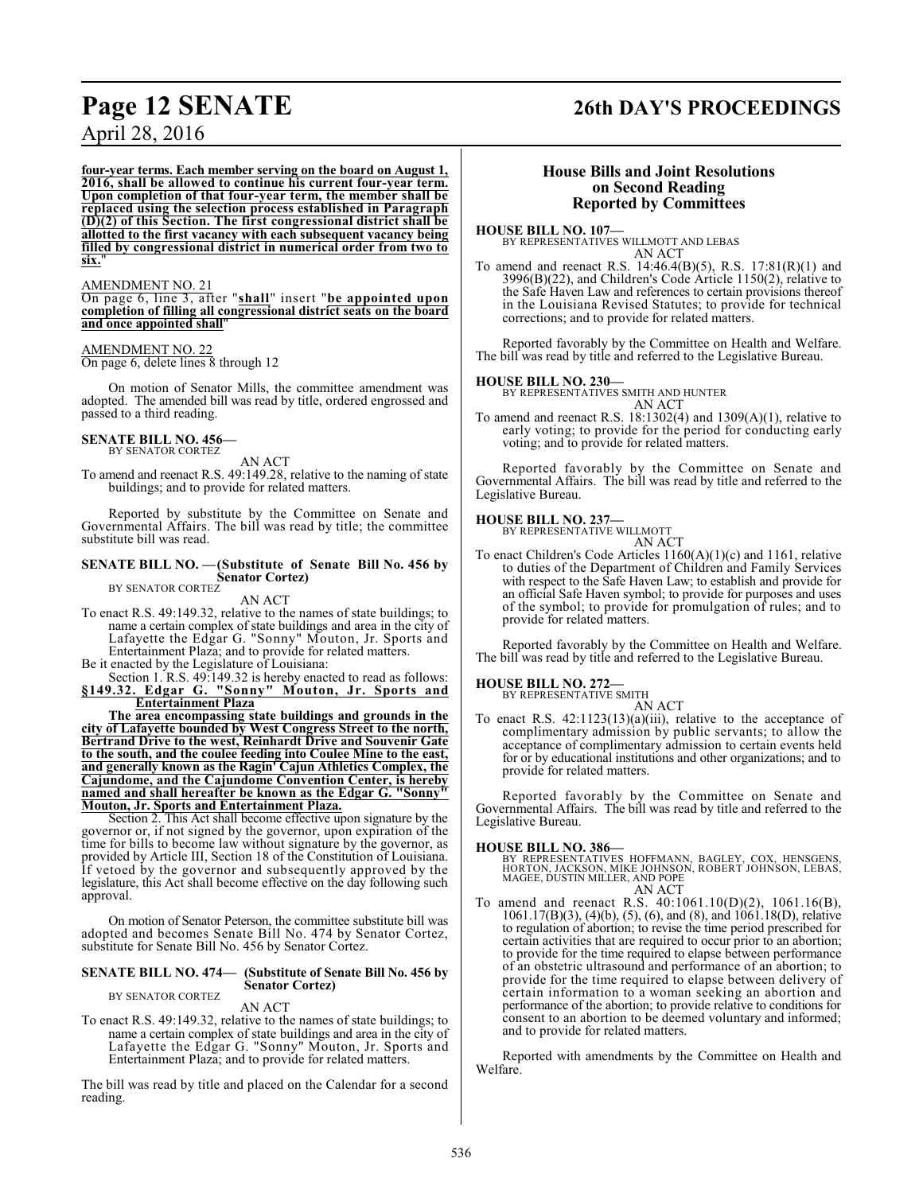**four-year terms. Each member serving on the board on August 1, 2016, shall be allowed to continue his current four-year term. Upon completion of that four-year term, the member shall be replaced using the selection process established in Paragraph (D)(2) of this Section. The first congressional district shall be allotted to the first vacancy with each subsequent vacancy being filled by congressional district in numerical order from two to six.**"

AMENDMENT NO. 21

On page 6, line 3, after "**shall**" insert "**be appointed upon completion of filling all congressional district seats on the board and once appointed shall**"

AMENDMENT NO. 22

On page 6, delete lines 8 through 12

On motion of Senator Mills, the committee amendment was adopted. The amended bill was read by title, ordered engrossed and passed to a third reading.

**SENATE BILL NO. 456—**
BY SENATOR CORTEZ

AN ACT

To amend and reenact R.S. 49:149.28, relative to the naming of state buildings; and to provide for related matters.

Reported by substitute by the Committee on Senate and Governmental Affairs. The bill was read by title; the committee substitute bill was read.

**SENATE BILL NO. —(Substitute of Senate Bill No. 456 by Senator Cortez)**
BY SENATOR CORTEZ

AN ACT

To enact R.S. 49:149.32, relative to the names of state buildings; to name a certain complex of state buildings and area in the city of Lafayette the Edgar G. "Sonny" Mouton, Jr. Sports and Entertainment Plaza; and to provide for related matters.

Be it enacted by the Legislature of Louisiana:

Section 1. R.S. 49:149.32 is hereby enacted to read as follows:

**§149.32. Edgar G. "Sonny" Mouton, Jr. Sports and Entertainment Plaza**

**The area encompassing state buildings and grounds in the city of Lafayette bounded by West Congress Street to the north, Bertrand Drive to the west, Reinhardt Drive and Souvenir Gate to the south, and the coulee feeding into Coulee Mine to the east, and generally known as the Ragin' Cajun Athletics Complex, the Cajundome, and the Cajundome Convention Center, is hereby named and shall hereafter be known as the Edgar G. "Sonny" Mouton, Jr. Sports and Entertainment Plaza.**

Section 2. This Act shall become effective upon signature by the governor or, if not signed by the governor, upon expiration of the time for bills to become law without signature by the governor, as provided by Article III, Section 18 of the Constitution of Louisiana. If vetoed by the governor and subsequently approved by the legislature, this Act shall become effective on the day following such approval.

On motion of Senator Peterson, the committee substitute bill was adopted and becomes Senate Bill No. 474 by Senator Cortez, substitute for Senate Bill No. 456 by Senator Cortez.

**SENATE BILL NO. 474— (Substitute of Senate Bill No. 456 by Senator Cortez)**
BY SENATOR CORTEZ

AN ACT

To enact R.S. 49:149.32, relative to the names of state buildings; to name a certain complex of state buildings and area in the city of Lafayette the Edgar G. "Sonny" Mouton, Jr. Sports and Entertainment Plaza; and to provide for related matters.

The bill was read by title and placed on the Calendar for a second reading.

## House Bills and Joint Resolutions on Second Reading Reported by Committees

**HOUSE BILL NO. 107—**
BY REPRESENTATIVES WILLMOTT AND LEBAS

AN ACT

To amend and reenact R.S. 14:46.4(B)(5), R.S. 17:81(R)(1) and 3996(B)(22), and Children's Code Article 1150(2), relative to the Safe Haven Law and references to certain provisions thereof in the Louisiana Revised Statutes; to provide for technical corrections; and to provide for related matters.

Reported favorably by the Committee on Health and Welfare. The bill was read by title and referred to the Legislative Bureau.

**HOUSE BILL NO. 230—**
BY REPRESENTATIVES SMITH AND HUNTER

AN ACT

To amend and reenact R.S. 18:1302(4) and 1309(A)(1), relative to early voting; to provide for the period for conducting early voting; and to provide for related matters.

Reported favorably by the Committee on Senate and Governmental Affairs. The bill was read by title and referred to the Legislative Bureau.

**HOUSE BILL NO. 237—**
BY REPRESENTATIVE WILLMOTT

AN ACT

To enact Children's Code Articles 1160(A)(1)(c) and 1161, relative to duties of the Department of Children and Family Services with respect to the Safe Haven Law; to establish and provide for an official Safe Haven symbol; to provide for purposes and uses of the symbol; to provide for promulgation of rules; and to provide for related matters.

Reported favorably by the Committee on Health and Welfare. The bill was read by title and referred to the Legislative Bureau.

**HOUSE BILL NO. 272—**
BY REPRESENTATIVE SMITH

AN ACT

To enact R.S. 42:1123(13)(a)(iii), relative to the acceptance of complimentary admission by public servants; to allow the acceptance of complimentary admission to certain events held for or by educational institutions and other organizations; and to provide for related matters.

Reported favorably by the Committee on Senate and Governmental Affairs. The bill was read by title and referred to the Legislative Bureau.

**HOUSE BILL NO. 386—**
BY REPRESENTATIVES HOFFMANN, BAGLEY, COX, HENSGENS, HORTON, JACKSON, MIKE JOHNSON, ROBERT JOHNSON, LEBAS, MAGEE, DUSTIN MILLER, AND POPE

AN ACT

To amend and reenact R.S. 40:1061.10(D)(2), 1061.16(B), 1061.17(B)(3), (4)(b), (5), (6), and (8), and 1061.18(D), relative to regulation of abortion; to revise the time period prescribed for certain activities that are required to occur prior to an abortion; to provide for the time required to elapse between performance of an obstetric ultrasound and performance of an abortion; to provide for the time required to elapse between delivery of certain information to a woman seeking an abortion and performance of the abortion; to provide relative to conditions for consent to an abortion to be deemed voluntary and informed; and to provide for related matters.

Reported with amendments by the Committee on Health and Welfare.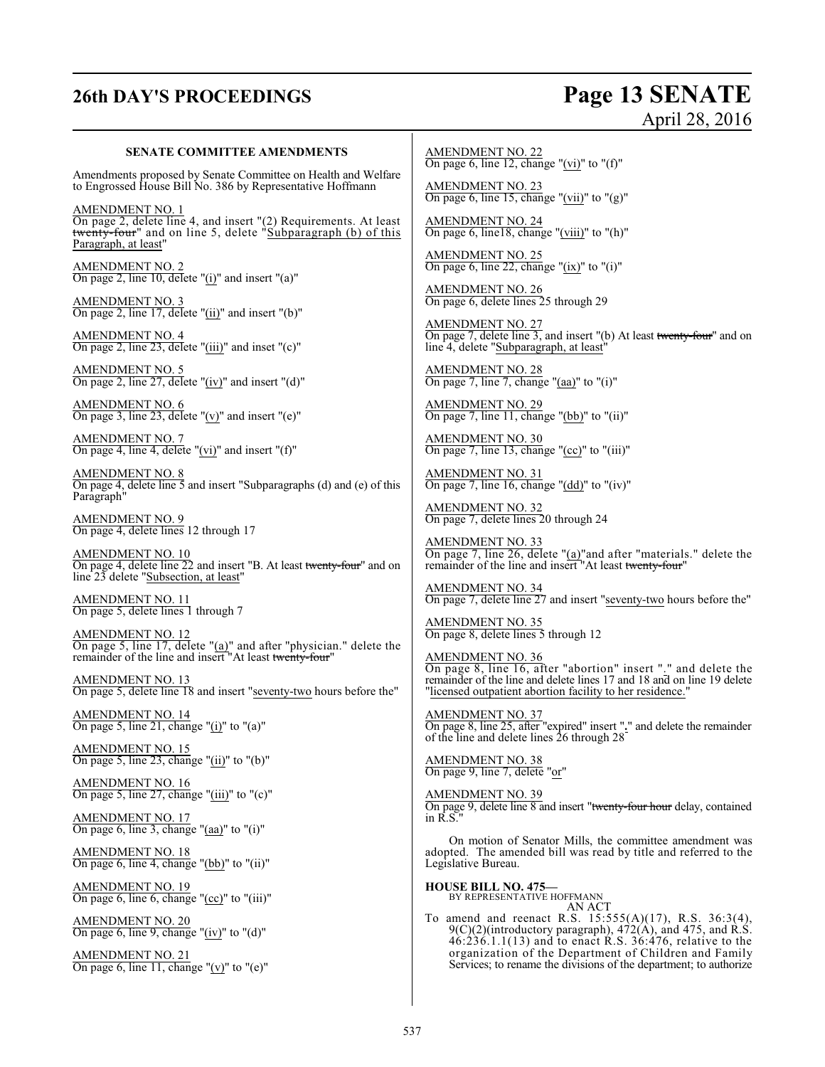**SENATE COMMITTEE AMENDMENTS**

Amendments proposed by Senate Committee on Health and Welfare to Engrossed House Bill No. 386 by Representative Hoffmann

AMENDMENT NO. 1
On page 2, delete line 4, and insert "(2) Requirements. At least ~~twenty-four~~" and on line 5, delete "Subparagraph (b) of this Paragraph, at least"

AMENDMENT NO. 2
On page 2, line 10, delete "(i)" and insert "(a)"

AMENDMENT NO. 3
On page 2, line 17, delete "(ii)" and insert "(b)"

AMENDMENT NO. 4
On page 2, line 23, delete "(iii)" and inset "(c)"

AMENDMENT NO. 5
On page 2, line 27, delete "(iv)" and insert "(d)"

AMENDMENT NO. 6
On page 3, line 23, delete "(v)" and insert "(e)"

AMENDMENT NO. 7
On page 4, line 4, delete "(vi)" and insert "(f)"

AMENDMENT NO. 8
On page 4, delete line 5 and insert "Subparagraphs (d) and (e) of this Paragraph"

AMENDMENT NO. 9
On page 4, delete lines 12 through 17

AMENDMENT NO. 10
On page 4, delete line 22 and insert "B. At least ~~twenty-four~~" and on line 23 delete "Subsection, at least"

AMENDMENT NO. 11
On page 5, delete lines 1 through 7

AMENDMENT NO. 12
On page 5, line 17, delete "(a)" and after "physician." delete the remainder of the line and insert "At least ~~twenty-four~~"

AMENDMENT NO. 13
On page 5, delete line 18 and insert "seventy-two hours before the"

AMENDMENT NO. 14
On page 5, line 21, change "(i)" to "(a)"

AMENDMENT NO. 15
On page 5, line 23, change "(ii)" to "(b)"

AMENDMENT NO. 16
On page 5, line 27, change "(iii)" to "(c)"

AMENDMENT NO. 17
On page 6, line 3, change "(aa)" to "(i)"

AMENDMENT NO. 18
On page 6, line 4, change "(bb)" to "(ii)"

AMENDMENT NO. 19
On page 6, line 6, change "(cc)" to "(iii)"

AMENDMENT NO. 20
On page 6, line 9, change "(iv)" to "(d)"

AMENDMENT NO. 21
On page 6, line 11, change "(v)" to "(e)"

AMENDMENT NO. 22
On page 6, line 12, change "(vi)" to "(f)"

AMENDMENT NO. 23
On page 6, line 15, change "(vii)" to "(g)"

AMENDMENT NO. 24
On page 6, line18, change "(viii)" to "(h)"

AMENDMENT NO. 25
On page 6, line 22, change "(ix)" to "(i)"

AMENDMENT NO. 26
On page 6, delete lines 25 through 29

AMENDMENT NO. 27
On page 7, delete line 3, and insert "(b) At least ~~twenty-four~~" and on line 4, delete "Subparagraph, at least"

AMENDMENT NO. 28
On page 7, line 7, change "(aa)" to "(i)"

AMENDMENT NO. 29
On page 7, line 11, change "(bb)" to "(ii)"

AMENDMENT NO. 30
On page 7, line 13, change "(cc)" to "(iii)"

AMENDMENT NO. 31
On page 7, line 16, change "(dd)" to "(iv)"

AMENDMENT NO. 32
On page 7, delete lines 20 through 24

AMENDMENT NO. 33
On page 7, line 26, delete "(a)"and after "materials." delete the remainder of the line and insert "At least ~~twenty-four~~"

AMENDMENT NO. 34
On page 7, delete line 27 and insert "seventy-two hours before the"

AMENDMENT NO. 35
On page 8, delete lines 5 through 12

AMENDMENT NO. 36
On page 8, line 16, after "abortion" insert "." and delete the remainder of the line and delete lines 17 and 18 and on line 19 delete "licensed outpatient abortion facility to her residence."

AMENDMENT NO. 37
On page 8, line 25, after "expired" insert "**.**" and delete the remainder of the line and delete lines 26 through 28

AMENDMENT NO. 38
On page 9, line 7, delete "or"

AMENDMENT NO. 39
On page 9, delete line 8 and insert "~~twenty-four hour~~ delay, contained in R.S."

On motion of Senator Mills, the committee amendment was adopted. The amended bill was read by title and referred to the Legislative Bureau.

**HOUSE BILL NO. 475—**
BY REPRESENTATIVE HOFFMANN
AN ACT

To amend and reenact R.S. 15:555(A)(17), R.S. 36:3(4), 9(C)(2)(introductory paragraph), 472(A), and 475, and R.S. 46:236.1.1(13) and to enact R.S. 36:476, relative to the organization of the Department of Children and Family Services; to rename the divisions of the department; to authorize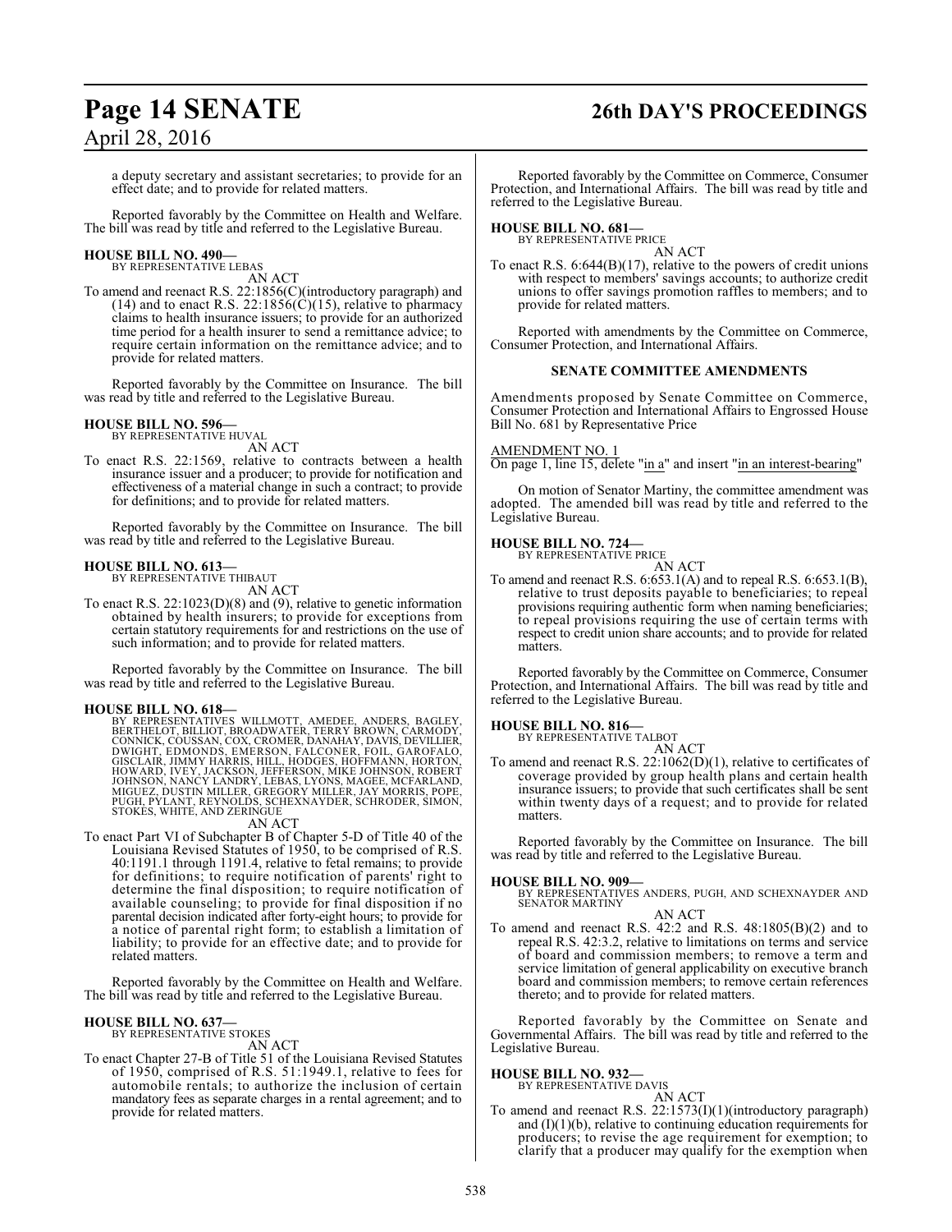a deputy secretary and assistant secretaries; to provide for an effect date; and to provide for related matters.

Reported favorably by the Committee on Health and Welfare. The bill was read by title and referred to the Legislative Bureau.

**HOUSE BILL NO. 490—**
BY REPRESENTATIVE LEBAS
AN ACT

To amend and reenact R.S. 22:1856(C)(introductory paragraph) and (14) and to enact R.S. 22:1856(C)(15), relative to pharmacy claims to health insurance issuers; to provide for an authorized time period for a health insurer to send a remittance advice; to require certain information on the remittance advice; and to provide for related matters.

Reported favorably by the Committee on Insurance. The bill was read by title and referred to the Legislative Bureau.

**HOUSE BILL NO. 596—**
BY REPRESENTATIVE HUVAL
AN ACT

To enact R.S. 22:1569, relative to contracts between a health insurance issuer and a producer; to provide for notification and effectiveness of a material change in such a contract; to provide for definitions; and to provide for related matters.

Reported favorably by the Committee on Insurance. The bill was read by title and referred to the Legislative Bureau.

**HOUSE BILL NO. 613—**
BY REPRESENTATIVE THIBAUT
AN ACT

To enact R.S. 22:1023(D)(8) and (9), relative to genetic information obtained by health insurers; to provide for exceptions from certain statutory requirements for and restrictions on the use of such information; and to provide for related matters.

Reported favorably by the Committee on Insurance. The bill was read by title and referred to the Legislative Bureau.

**HOUSE BILL NO. 618—**
BY REPRESENTATIVES WILLMOTT, AMEDEE, ANDERS, BAGLEY, BERTHELOT, BILLIOT, BROADWATER, TERRY BROWN, CARMODY, CONNICK, COUSSAN, COX, CROMER, DANAHAY, DAVIS, DEVILLIER, DWIGHT, EDMONDS, EMERSON, FALCONER, FOIL, GAROFALO, GISCLAIR, JIMMY HARRIS, HILL, HODGES, HOFFMANN, HORTON, HOWARD, IVEY, JACKSON, JEFFERSON, MIKE JOHNSON, ROBERT JOHNSON, NANCY LANDRY, LEBAS, LYONS, MAGEE, MCFARLAND, MIGUEZ, DUSTIN MILLER, GREGORY MILLER, JAY MORRIS, POPE, PUGH, PYLANT, REYNOLDS, SCHEXNAYDER, SCHRODER, SIMON, STOKES, WHITE, AND ZERINGUE
AN ACT

To enact Part VI of Subchapter B of Chapter 5-D of Title 40 of the Louisiana Revised Statutes of 1950, to be comprised of R.S. 40:1191.1 through 1191.4, relative to fetal remains; to provide for definitions; to require notification of parents' right to determine the final disposition; to require notification of available counseling; to provide for final disposition if no parental decision indicated after forty-eight hours; to provide for a notice of parental right form; to establish a limitation of liability; to provide for an effective date; and to provide for related matters.

Reported favorably by the Committee on Health and Welfare. The bill was read by title and referred to the Legislative Bureau.

**HOUSE BILL NO. 637—**
BY REPRESENTATIVE STOKES
AN ACT

To enact Chapter 27-B of Title 51 of the Louisiana Revised Statutes of 1950, comprised of R.S. 51:1949.1, relative to fees for automobile rentals; to authorize the inclusion of certain mandatory fees as separate charges in a rental agreement; and to provide for related matters.

Reported favorably by the Committee on Commerce, Consumer Protection, and International Affairs. The bill was read by title and referred to the Legislative Bureau.

**HOUSE BILL NO. 681—**
BY REPRESENTATIVE PRICE
AN ACT

To enact R.S. 6:644(B)(17), relative to the powers of credit unions with respect to members' savings accounts; to authorize credit unions to offer savings promotion raffles to members; and to provide for related matters.

Reported with amendments by the Committee on Commerce, Consumer Protection, and International Affairs.

**SENATE COMMITTEE AMENDMENTS**

Amendments proposed by Senate Committee on Commerce, Consumer Protection and International Affairs to Engrossed House Bill No. 681 by Representative Price

AMENDMENT NO. 1
On page 1, line 15, delete "in a" and insert "in an interest-bearing"

On motion of Senator Martiny, the committee amendment was adopted. The amended bill was read by title and referred to the Legislative Bureau.

**HOUSE BILL NO. 724—**
BY REPRESENTATIVE PRICE
AN ACT

To amend and reenact R.S. 6:653.1(A) and to repeal R.S. 6:653.1(B), relative to trust deposits payable to beneficiaries; to repeal provisions requiring authentic form when naming beneficiaries; to repeal provisions requiring the use of certain terms with respect to credit union share accounts; and to provide for related matters.

Reported favorably by the Committee on Commerce, Consumer Protection, and International Affairs. The bill was read by title and referred to the Legislative Bureau.

**HOUSE BILL NO. 816—**
BY REPRESENTATIVE TALBOT
AN ACT

To amend and reenact R.S. 22:1062(D)(1), relative to certificates of coverage provided by group health plans and certain health insurance issuers; to provide that such certificates shall be sent within twenty days of a request; and to provide for related matters.

Reported favorably by the Committee on Insurance. The bill was read by title and referred to the Legislative Bureau.

**HOUSE BILL NO. 909—**
BY REPRESENTATIVES ANDERS, PUGH, AND SCHEXNAYDER AND SENATOR MARTINY
AN ACT

To amend and reenact R.S. 42:2 and R.S. 48:1805(B)(2) and to repeal R.S. 42:3.2, relative to limitations on terms and service of board and commission members; to remove a term and service limitation of general applicability on executive branch board and commission members; to remove certain references thereto; and to provide for related matters.

Reported favorably by the Committee on Senate and Governmental Affairs. The bill was read by title and referred to the Legislative Bureau.

**HOUSE BILL NO. 932—**
BY REPRESENTATIVE DAVIS
AN ACT

To amend and reenact R.S. 22:1573(I)(1)(introductory paragraph) and (I)(1)(b), relative to continuing education requirements for producers; to revise the age requirement for exemption; to clarify that a producer may qualify for the exemption when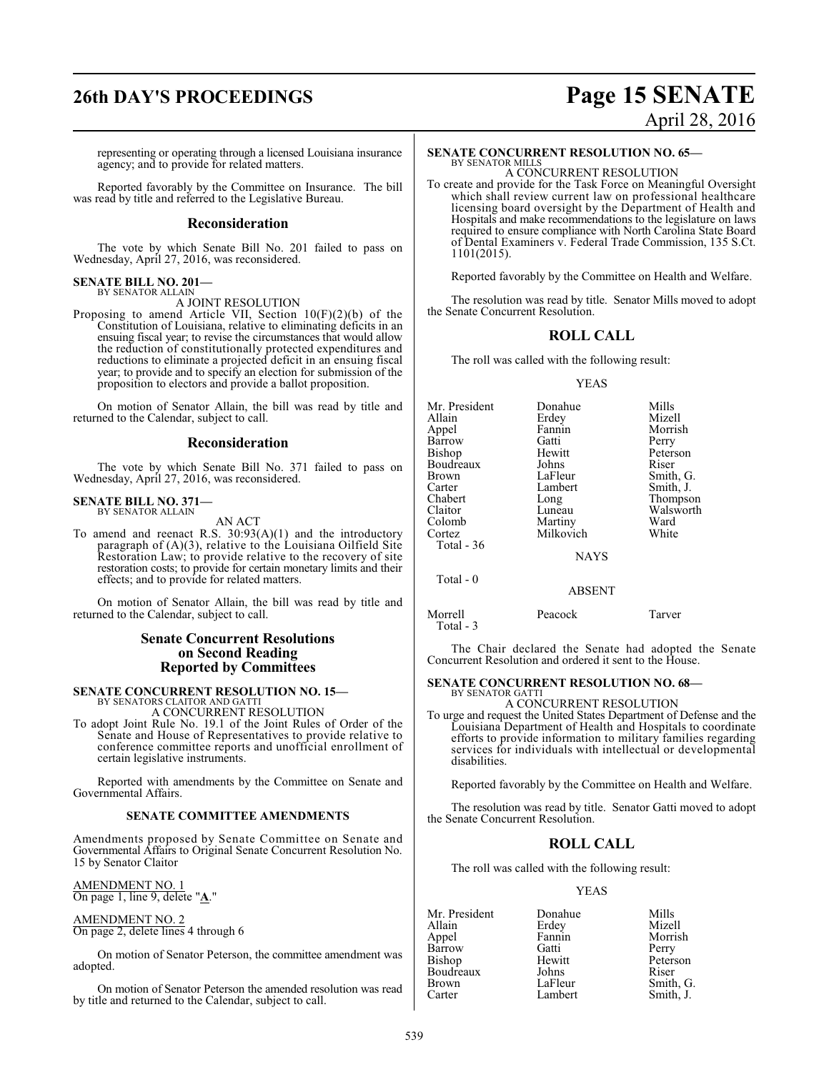representing or operating through a licensed Louisiana insurance agency; and to provide for related matters.

Reported favorably by the Committee on Insurance. The bill was read by title and referred to the Legislative Bureau.

## Reconsideration

The vote by which Senate Bill No. 201 failed to pass on Wednesday, April 27, 2016, was reconsidered.

**SENATE BILL NO. 201—**
BY SENATOR ALLAIN

A JOINT RESOLUTION

Proposing to amend Article VII, Section 10(F)(2)(b) of the Constitution of Louisiana, relative to eliminating deficits in an ensuing fiscal year; to revise the circumstances that would allow the reduction of constitutionally protected expenditures and reductions to eliminate a projected deficit in an ensuing fiscal year; to provide and to specify an election for submission of the proposition to electors and provide a ballot proposition.

On motion of Senator Allain, the bill was read by title and returned to the Calendar, subject to call.

## Reconsideration

The vote by which Senate Bill No. 371 failed to pass on Wednesday, April 27, 2016, was reconsidered.

**SENATE BILL NO. 371—**
BY SENATOR ALLAIN

AN ACT

To amend and reenact R.S. 30:93(A)(1) and the introductory paragraph of (A)(3), relative to the Louisiana Oilfield Site Restoration Law; to provide relative to the recovery of site restoration costs; to provide for certain monetary limits and their effects; and to provide for related matters.

On motion of Senator Allain, the bill was read by title and returned to the Calendar, subject to call.

## Senate Concurrent Resolutions on Second Reading Reported by Committees

**SENATE CONCURRENT RESOLUTION NO. 15—**
BY SENATORS CLAITOR AND GATTI

A CONCURRENT RESOLUTION

To adopt Joint Rule No. 19.1 of the Joint Rules of Order of the Senate and House of Representatives to provide relative to conference committee reports and unofficial enrollment of certain legislative instruments.

Reported with amendments by the Committee on Senate and Governmental Affairs.

### SENATE COMMITTEE AMENDMENTS

Amendments proposed by Senate Committee on Senate and Governmental Affairs to Original Senate Concurrent Resolution No. 15 by Senator Claitor

AMENDMENT NO. 1
On page 1, line 9, delete "**A**."

AMENDMENT NO. 2
On page 2, delete lines 4 through 6

On motion of Senator Peterson, the committee amendment was adopted.

On motion of Senator Peterson the amended resolution was read by title and returned to the Calendar, subject to call.

**SENATE CONCURRENT RESOLUTION NO. 65—**
BY SENATOR MILLS

A CONCURRENT RESOLUTION

To create and provide for the Task Force on Meaningful Oversight which shall review current law on professional healthcare licensing board oversight by the Department of Health and Hospitals and make recommendations to the legislature on laws required to ensure compliance with North Carolina State Board of Dental Examiners v. Federal Trade Commission, 135 S.Ct. 1101(2015).

Reported favorably by the Committee on Health and Welfare.

The resolution was read by title. Senator Mills moved to adopt the Senate Concurrent Resolution.

## ROLL CALL

The roll was called with the following result:

YEAS

| | | |
|---|---|---|
| Mr. President | Donahue | Mills |
| Allain | Erdey | Mizell |
| Appel | Fannin | Morrish |
| Barrow | Gatti | Perry |
| Bishop | Hewitt | Peterson |
| Boudreaux | Johns | Riser |
| Brown | LaFleur | Smith, G. |
| Carter | Lambert | Smith, J. |
| Chabert | Long | Thompson |
| Claitor | Luneau | Walsworth |
| Colomb | Martiny | Ward |
| Cortez | Milkovich | White |

Total - 36

NAYS

Total - 0

ABSENT

| | | |
|---|---|---|
| Morrell | Peacock | Tarver |

Total - 3

The Chair declared the Senate had adopted the Senate Concurrent Resolution and ordered it sent to the House.

**SENATE CONCURRENT RESOLUTION NO. 68—**
BY SENATOR GATTI

A CONCURRENT RESOLUTION

To urge and request the United States Department of Defense and the Louisiana Department of Health and Hospitals to coordinate efforts to provide information to military families regarding services for individuals with intellectual or developmental disabilities.

Reported favorably by the Committee on Health and Welfare.

The resolution was read by title. Senator Gatti moved to adopt the Senate Concurrent Resolution.

## ROLL CALL

The roll was called with the following result:

YEAS

| | | |
|---|---|---|
| Mr. President | Donahue | Mills |
| Allain | Erdey | Mizell |
| Appel | Fannin | Morrish |
| Barrow | Gatti | Perry |
| Bishop | Hewitt | Peterson |
| Boudreaux | Johns | Riser |
| Brown | LaFleur | Smith, G. |
| Carter | Lambert | Smith, J. |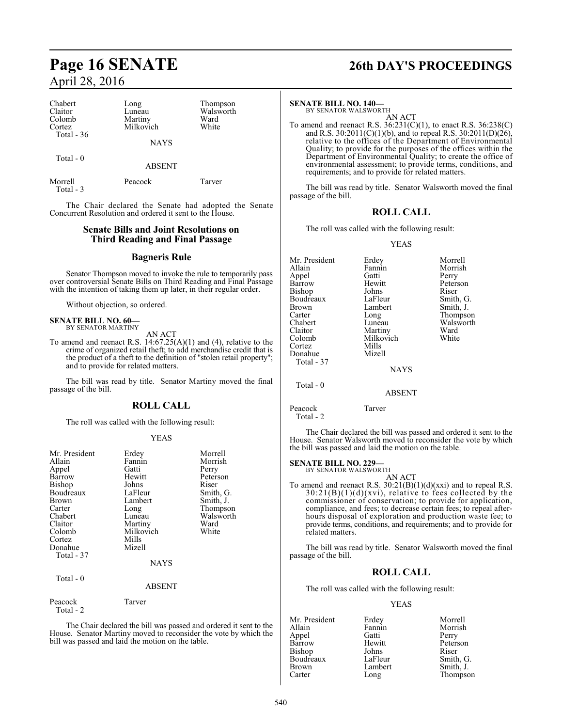| | | |
|---|---|---|
| Chabert | Long | Thompson |
| Claitor | Luneau | Walsworth |
| Colomb | Martiny | Ward |
| Cortez | Milkovich | White |
| Total - 36 | | |

NAYS

Total - 0

ABSENT

| | | |
|---|---|---|
| Morrell | Peacock | Tarver |
| Total - 3 | | |

The Chair declared the Senate had adopted the Senate Concurrent Resolution and ordered it sent to the House.

## Senate Bills and Joint Resolutions on Third Reading and Final Passage

## Bagneris Rule

Senator Thompson moved to invoke the rule to temporarily pass over controversial Senate Bills on Third Reading and Final Passage with the intention of taking them up later, in their regular order.

Without objection, so ordered.

**SENATE BILL NO. 60—**
BY SENATOR MARTINY

AN ACT

To amend and reenact R.S. 14:67.25(A)(1) and (4), relative to the crime of organized retail theft; to add merchandise credit that is the product of a theft to the definition of "stolen retail property"; and to provide for related matters.

The bill was read by title. Senator Martiny moved the final passage of the bill.

## ROLL CALL

The roll was called with the following result:

YEAS

| | | |
|---|---|---|
| Mr. President | Erdey | Morrell |
| Allain | Fannin | Morrish |
| Appel | Gatti | Perry |
| Barrow | Hewitt | Peterson |
| Bishop | Johns | Riser |
| Boudreaux | LaFleur | Smith, G. |
| Brown | Lambert | Smith, J. |
| Carter | Long | Thompson |
| Chabert | Luneau | Walsworth |
| Claitor | Martiny | Ward |
| Colomb | Milkovich | White |
| Cortez | Mills | |
| Donahue | Mizell | |
| Total - 37 | | |

NAYS

Total - 0

ABSENT

| | |
|---|---|
| Peacock | Tarver |
| Total - 2 | |

The Chair declared the bill was passed and ordered it sent to the House. Senator Martiny moved to reconsider the vote by which the bill was passed and laid the motion on the table.

**SENATE BILL NO. 140—**
BY SENATOR WALSWORTH

AN ACT

To amend and reenact R.S. 36:231(C)(1), to enact R.S. 36:238(C) and R.S. 30:2011(C)(1)(b), and to repeal R.S. 30:2011(D)(26), relative to the offices of the Department of Environmental Quality; to provide for the purposes of the offices within the Department of Environmental Quality; to create the office of environmental assessment; to provide terms, conditions, and requirements; and to provide for related matters.

The bill was read by title. Senator Walsworth moved the final passage of the bill.

## ROLL CALL

The roll was called with the following result:

YEAS

| | | |
|---|---|---|
| Mr. President | Erdey | Morrell |
| Allain | Fannin | Morrish |
| Appel | Gatti | Perry |
| Barrow | Hewitt | Peterson |
| Bishop | Johns | Riser |
| Boudreaux | LaFleur | Smith, G. |
| Brown | Lambert | Smith, J. |
| Carter | Long | Thompson |
| Chabert | Luneau | Walsworth |
| Claitor | Martiny | Ward |
| Colomb | Milkovich | White |
| Cortez | Mills | |
| Donahue | Mizell | |
| Total - 37 | | |

NAYS

Total - 0

ABSENT

| | |
|---|---|
| Peacock | Tarver |
| Total - 2 | |

The Chair declared the bill was passed and ordered it sent to the House. Senator Walsworth moved to reconsider the vote by which the bill was passed and laid the motion on the table.

**SENATE BILL NO. 229—**
BY SENATOR WALSWORTH

AN ACT

To amend and reenact R.S. 30:21(B)(1)(d)(xxi) and to repeal R.S. 30:21(B)(1)(d)(xvi), relative to fees collected by the commissioner of conservation; to provide for application, compliance, and fees; to decrease certain fees; to repeal after-hours disposal of exploration and production waste fee; to provide terms, conditions, and requirements; and to provide for related matters.

The bill was read by title. Senator Walsworth moved the final passage of the bill.

## ROLL CALL

The roll was called with the following result:

YEAS

| | | |
|---|---|---|
| Mr. President | Erdey | Morrell |
| Allain | Fannin | Morrish |
| Appel | Gatti | Perry |
| Barrow | Hewitt | Peterson |
| Bishop | Johns | Riser |
| Boudreaux | LaFleur | Smith, G. |
| Brown | Lambert | Smith, J. |
| Carter | Long | Thompson |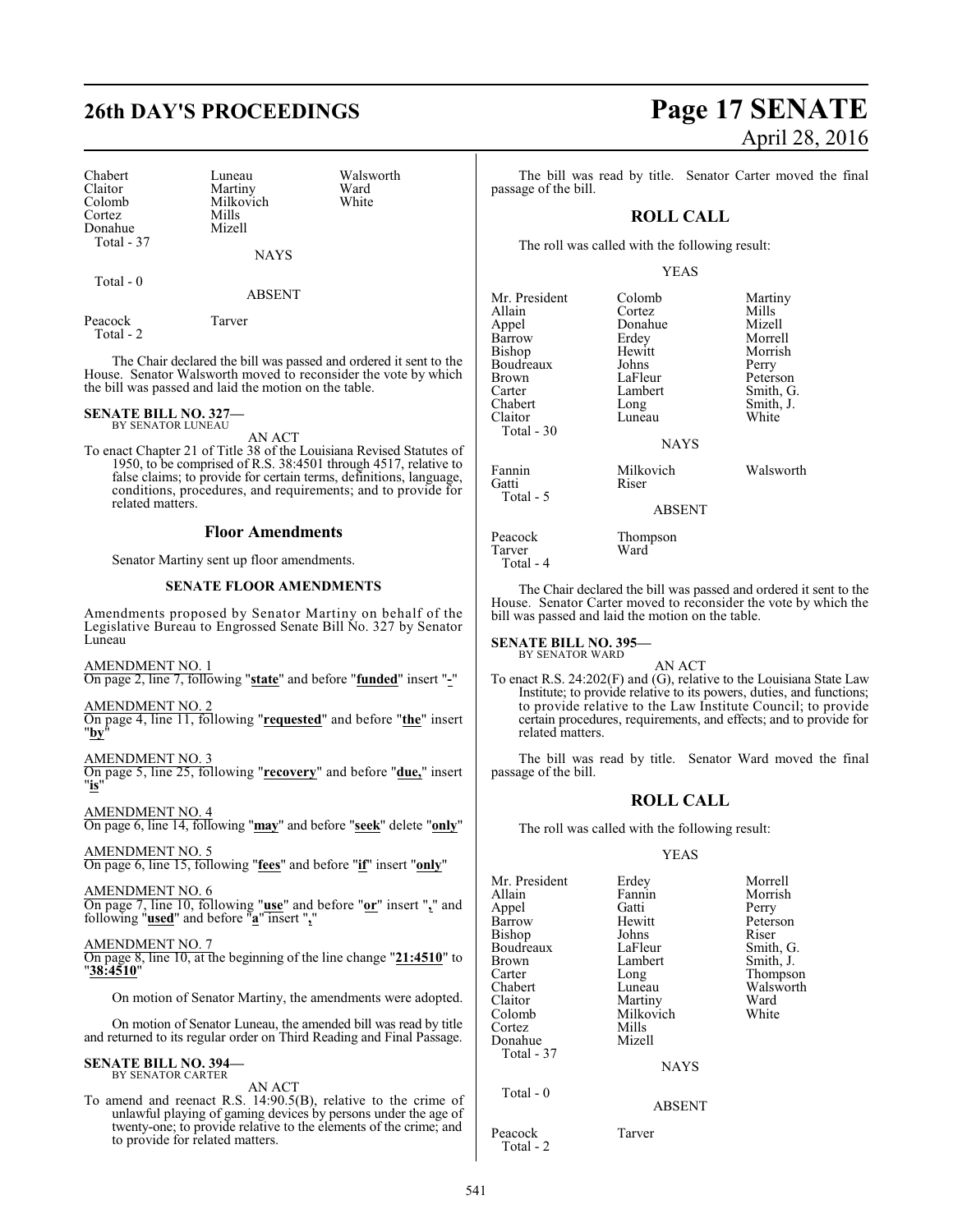| | | |
|---|---|---|
| Chabert | Luneau | Walsworth |
| Claitor | Martiny | Ward |
| Colomb | Milkovich | White |
| Cortez | Mills | |
| Donahue | Mizell | |
| Total - 37 | | |

NAYS

Total - 0

ABSENT

| | |
|---|---|
| Peacock | Tarver |
| Total - 2 | |

The Chair declared the bill was passed and ordered it sent to the House. Senator Walsworth moved to reconsider the vote by which the bill was passed and laid the motion on the table.

**SENATE BILL NO. 327—**
BY SENATOR LUNEAU

AN ACT

To enact Chapter 21 of Title 38 of the Louisiana Revised Statutes of 1950, to be comprised of R.S. 38:4501 through 4517, relative to false claims; to provide for certain terms, definitions, language, conditions, procedures, and requirements; and to provide for related matters.

## Floor Amendments

Senator Martiny sent up floor amendments.

### SENATE FLOOR AMENDMENTS

Amendments proposed by Senator Martiny on behalf of the Legislative Bureau to Engrossed Senate Bill No. 327 by Senator Luneau

AMENDMENT NO. 1
On page 2, line 7, following "**state**" and before "**funded**" insert "**-**"

AMENDMENT NO. 2
On page 4, line 11, following "**requested**" and before "**the**" insert "**by**"

AMENDMENT NO. 3
On page 5, line 25, following "**recovery**" and before "**due,**" insert "**is**"

AMENDMENT NO. 4
On page 6, line 14, following "**may**" and before "**seek**" delete "**only**"

AMENDMENT NO. 5
On page 6, line 15, following "**fees**" and before "**if**" insert "**only**"

AMENDMENT NO. 6
On page 7, line 10, following "**use**" and before "**or**" insert "**,**" and following "**used**" and before "**a**" insert "**,**"

AMENDMENT NO. 7
On page 8, line 10, at the beginning of the line change "**21:4510**" to "**38:4510**"

On motion of Senator Martiny, the amendments were adopted.

On motion of Senator Luneau, the amended bill was read by title and returned to its regular order on Third Reading and Final Passage.

**SENATE BILL NO. 394—**
BY SENATOR CARTER

AN ACT

To amend and reenact R.S. 14:90.5(B), relative to the crime of unlawful playing of gaming devices by persons under the age of twenty-one; to provide relative to the elements of the crime; and to provide for related matters.

The bill was read by title. Senator Carter moved the final passage of the bill.

## ROLL CALL

The roll was called with the following result:

YEAS

| | | |
|---|---|---|
| Mr. President | Colomb | Martiny |
| Allain | Cortez | Mills |
| Appel | Donahue | Mizell |
| Barrow | Erdey | Morrell |
| Bishop | Hewitt | Morrish |
| Boudreaux | Johns | Perry |
| Brown | LaFleur | Peterson |
| Carter | Lambert | Smith, G. |
| Chabert | Long | Smith, J. |
| Claitor | Luneau | White |
| Total - 30 | | |

NAYS

| | | |
|---|---|---|
| Fannin | Milkovich | Walsworth |
| Gatti | Riser | |
| Total - 5 | | |

ABSENT

| | |
|---|---|
| Peacock | Thompson |
| Tarver | Ward |
| Total - 4 | |

The Chair declared the bill was passed and ordered it sent to the House. Senator Carter moved to reconsider the vote by which the bill was passed and laid the motion on the table.

**SENATE BILL NO. 395—**
BY SENATOR WARD

AN ACT

To enact R.S. 24:202(F) and (G), relative to the Louisiana State Law Institute; to provide relative to its powers, duties, and functions; to provide relative to the Law Institute Council; to provide certain procedures, requirements, and effects; and to provide for related matters.

The bill was read by title. Senator Ward moved the final passage of the bill.

## ROLL CALL

The roll was called with the following result:

YEAS

| | | |
|---|---|---|
| Mr. President | Erdey | Morrell |
| Allain | Fannin | Morrish |
| Appel | Gatti | Perry |
| Barrow | Hewitt | Peterson |
| Bishop | Johns | Riser |
| Boudreaux | LaFleur | Smith, G. |
| Brown | Lambert | Smith, J. |
| Carter | Long | Thompson |
| Chabert | Luneau | Walsworth |
| Claitor | Martiny | Ward |
| Colomb | Milkovich | White |
| Cortez | Mills | |
| Donahue | Mizell | |
| Total - 37 | | |

NAYS

Total - 0

ABSENT

| | |
|---|---|
| Peacock | Tarver |
| Total - 2 | |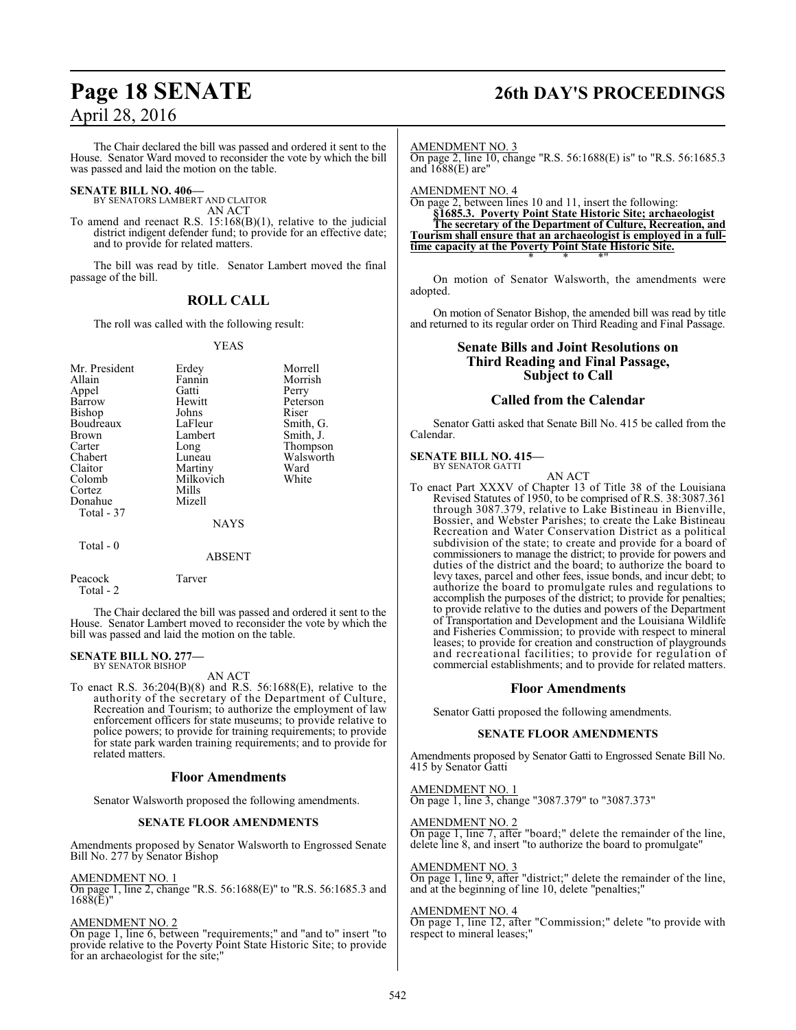The Chair declared the bill was passed and ordered it sent to the House. Senator Ward moved to reconsider the vote by which the bill was passed and laid the motion on the table.

**SENATE BILL NO. 406—**
BY SENATORS LAMBERT AND CLAITOR

AN ACT

To amend and reenact R.S. 15:168(B)(1), relative to the judicial district indigent defender fund; to provide for an effective date; and to provide for related matters.

The bill was read by title. Senator Lambert moved the final passage of the bill.

## ROLL CALL

The roll was called with the following result:

YEAS

| | | |
|---|---|---|
| Mr. President | Erdey | Morrell |
| Allain | Fannin | Morrish |
| Appel | Gatti | Perry |
| Barrow | Hewitt | Peterson |
| Bishop | Johns | Riser |
| Boudreaux | LaFleur | Smith, G. |
| Brown | Lambert | Smith, J. |
| Carter | Long | Thompson |
| Chabert | Luneau | Walsworth |
| Claitor | Martiny | Ward |
| Colomb | Milkovich | White |
| Cortez | Mills | |
| Donahue | Mizell | |

Total - 37

NAYS

Total - 0

ABSENT

| | |
|---|---|
| Peacock | Tarver |

Total - 2

The Chair declared the bill was passed and ordered it sent to the House. Senator Lambert moved to reconsider the vote by which the bill was passed and laid the motion on the table.

**SENATE BILL NO. 277—**
BY SENATOR BISHOP

AN ACT

To enact R.S. 36:204(B)(8) and R.S. 56:1688(E), relative to the authority of the secretary of the Department of Culture, Recreation and Tourism; to authorize the employment of law enforcement officers for state museums; to provide relative to police powers; to provide for training requirements; to provide for state park warden training requirements; and to provide for related matters.

## Floor Amendments

Senator Walsworth proposed the following amendments.

### SENATE FLOOR AMENDMENTS

Amendments proposed by Senator Walsworth to Engrossed Senate Bill No. 277 by Senator Bishop

AMENDMENT NO. 1
On page 1, line 2, change "R.S. 56:1688(E)" to "R.S. 56:1685.3 and 1688(E)"

AMENDMENT NO. 2
On page 1, line 6, between "requirements;" and "and to" insert "to provide relative to the Poverty Point State Historic Site; to provide for an archaeologist for the site;"

AMENDMENT NO. 3
On page 2, line 10, change "R.S. 56:1688(E) is" to "R.S. 56:1685.3 and 1688(E) are"

AMENDMENT NO. 4
On page 2, between lines 10 and 11, insert the following:

"**§1685.3. Poverty Point State Historic Site; archaeologist**

**The secretary of the Department of Culture, Recreation, and Tourism shall ensure that an archaeologist is employed in a full-time capacity at the Poverty Point State Historic Site.**

\* \* \*"

On motion of Senator Walsworth, the amendments were adopted.

On motion of Senator Bishop, the amended bill was read by title and returned to its regular order on Third Reading and Final Passage.

## Senate Bills and Joint Resolutions on Third Reading and Final Passage, Subject to Call

## Called from the Calendar

Senator Gatti asked that Senate Bill No. 415 be called from the Calendar.

**SENATE BILL NO. 415—**
BY SENATOR GATTI

AN ACT

To enact Part XXXV of Chapter 13 of Title 38 of the Louisiana Revised Statutes of 1950, to be comprised of R.S. 38:3087.361 through 3087.379, relative to Lake Bistineau in Bienville, Bossier, and Webster Parishes; to create the Lake Bistineau Recreation and Water Conservation District as a political subdivision of the state; to create and provide for a board of commissioners to manage the district; to provide for powers and duties of the district and the board; to authorize the board to levy taxes, parcel and other fees, issue bonds, and incur debt; to authorize the board to promulgate rules and regulations to accomplish the purposes of the district; to provide for penalties; to provide relative to the duties and powers of the Department of Transportation and Development and the Louisiana Wildlife and Fisheries Commission; to provide with respect to mineral leases; to provide for creation and construction of playgrounds and recreational facilities; to provide for regulation of commercial establishments; and to provide for related matters.

## Floor Amendments

Senator Gatti proposed the following amendments.

### SENATE FLOOR AMENDMENTS

Amendments proposed by Senator Gatti to Engrossed Senate Bill No. 415 by Senator Gatti

AMENDMENT NO. 1
On page 1, line 3, change "3087.379" to "3087.373"

AMENDMENT NO. 2
On page 1, line 7, after "board;" delete the remainder of the line, delete line 8, and insert "to authorize the board to promulgate"

AMENDMENT NO. 3
On page 1, line 9, after "district;" delete the remainder of the line, and at the beginning of line 10, delete "penalties;"

AMENDMENT NO. 4
On page 1, line 12, after "Commission;" delete "to provide with respect to mineral leases;"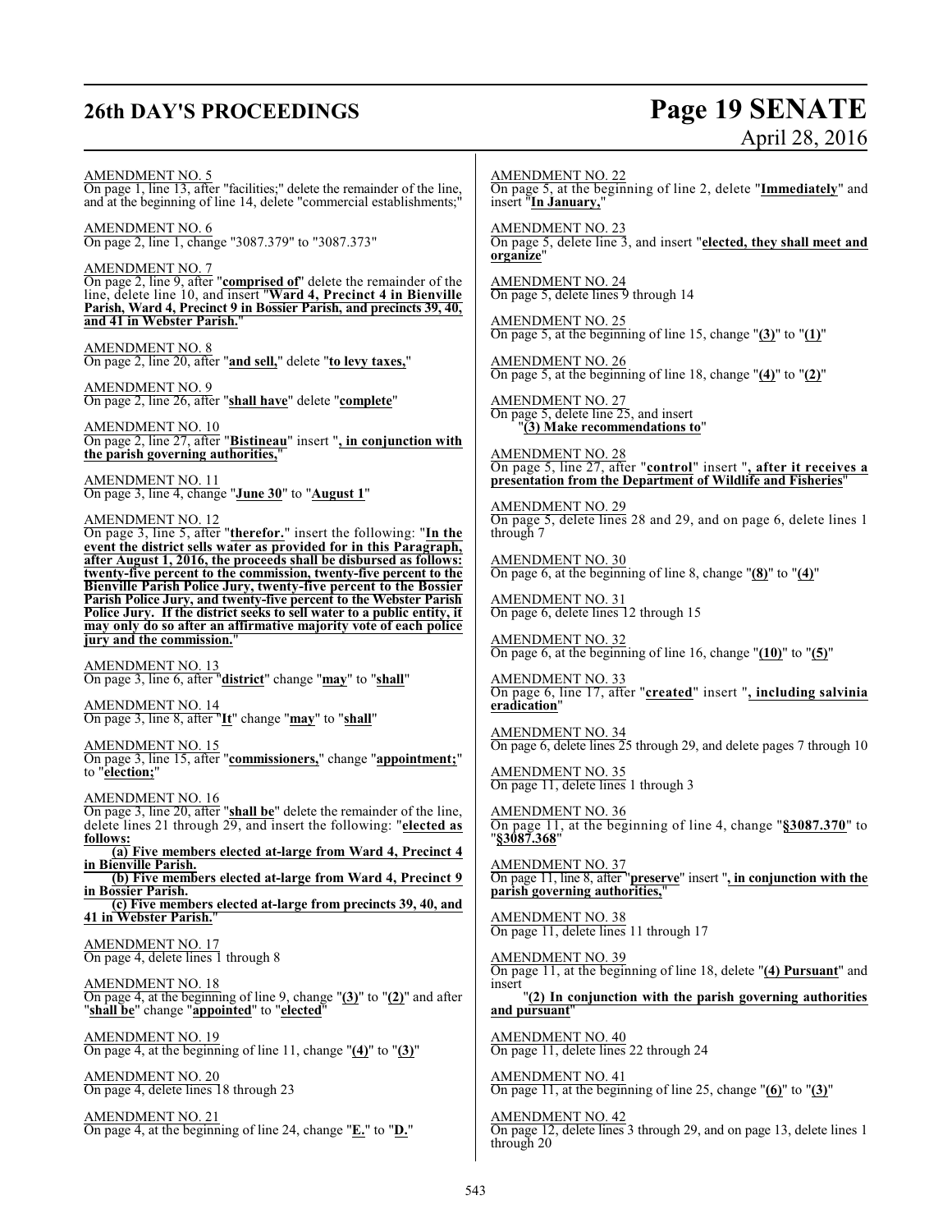AMENDMENT NO. 5
On page 1, line 13, after "facilities;" delete the remainder of the line, and at the beginning of line 14, delete "commercial establishments;"

AMENDMENT NO. 6
On page 2, line 1, change "3087.379" to "3087.373"

AMENDMENT NO. 7
On page 2, line 9, after "**comprised of**" delete the remainder of the line, delete line 10, and insert "**Ward 4, Precinct 4 in Bienville Parish, Ward 4, Precinct 9 in Bossier Parish, and precincts 39, 40, and 41 in Webster Parish.**"

AMENDMENT NO. 8
On page 2, line 20, after "**and sell,**" delete "**to levy taxes,**"

AMENDMENT NO. 9
On page 2, line 26, after "**shall have**" delete "**complete**"

AMENDMENT NO. 10
On page 2, line 27, after "**Bistineau**" insert "**, in conjunction with the parish governing authorities,**"

AMENDMENT NO. 11
On page 3, line 4, change "**June 30**" to "**August 1**"

AMENDMENT NO. 12
On page 3, line 5, after "**therefor.**" insert the following: "**In the event the district sells water as provided for in this Paragraph, after August 1, 2016, the proceeds shall be disbursed as follows: twenty-five percent to the commission, twenty-five percent to the Bienville Parish Police Jury, twenty-five percent to the Bossier Parish Police Jury, and twenty-five percent to the Webster Parish Police Jury. If the district seeks to sell water to a public entity, it may only do so after an affirmative majority vote of each police jury and the commission.**"

AMENDMENT NO. 13
On page 3, line 6, after "**district**" change "**may**" to "**shall**"

AMENDMENT NO. 14
On page 3, line 8, after "**It**" change "**may**" to "**shall**"

AMENDMENT NO. 15
On page 3, line 15, after "**commissioners,**" change "**appointment;**" to "**election;**"

AMENDMENT NO. 16
On page 3, line 20, after "**shall be**" delete the remainder of the line, delete lines 21 through 29, and insert the following: "**elected as follows:**

**(a) Five members elected at-large from Ward 4, Precinct 4 in Bienville Parish.**

**(b) Five members elected at-large from Ward 4, Precinct 9 in Bossier Parish.**

**(c) Five members elected at-large from precincts 39, 40, and 41 in Webster Parish.**"

AMENDMENT NO. 17
On page 4, delete lines 1 through 8

AMENDMENT NO. 18
On page 4, at the beginning of line 9, change "**(3)**" to "**(2)**" and after "**shall be**" change "**appointed**" to "**elected**"

AMENDMENT NO. 19
On page 4, at the beginning of line 11, change "**(4)**" to "**(3)**"

AMENDMENT NO. 20
On page 4, delete lines 18 through 23

AMENDMENT NO. 21
On page 4, at the beginning of line 24, change "**E.**" to "**D.**"

AMENDMENT NO. 22
On page 5, at the beginning of line 2, delete "**Immediately**" and insert "**In January,**"

AMENDMENT NO. 23
On page 5, delete line 3, and insert "**elected, they shall meet and organize**"

AMENDMENT NO. 24
On page 5, delete lines 9 through 14

AMENDMENT NO. 25
On page 5, at the beginning of line 15, change "**(3)**" to "**(1)**"

AMENDMENT NO. 26
On page 5, at the beginning of line 18, change "**(4)**" to "**(2)**"

AMENDMENT NO. 27
On page 5, delete line 25, and insert
"**(3) Make recommendations to**"

AMENDMENT NO. 28
On page 5, line 27, after "**control**" insert "**, after it receives a presentation from the Department of Wildlife and Fisheries**"

AMENDMENT NO. 29
On page 5, delete lines 28 and 29, and on page 6, delete lines 1 through 7

AMENDMENT NO. 30
On page 6, at the beginning of line 8, change "**(8)**" to "**(4)**"

AMENDMENT NO. 31
On page 6, delete lines 12 through 15

AMENDMENT NO. 32
On page 6, at the beginning of line 16, change "**(10)**" to "**(5)**"

AMENDMENT NO. 33
On page 6, line 17, after "**created**" insert "**, including salvinia eradication**"

AMENDMENT NO. 34
On page 6, delete lines 25 through 29, and delete pages 7 through 10

AMENDMENT NO. 35
On page 11, delete lines 1 through 3

AMENDMENT NO. 36
On page 11, at the beginning of line 4, change "**§3087.370**" to "**§3087.368**"

AMENDMENT NO. 37
On page 11, line 8, after "**preserve**" insert "**, in conjunction with the parish governing authorities,**"

AMENDMENT NO. 38
On page 11, delete lines 11 through 17

AMENDMENT NO. 39
On page 11, at the beginning of line 18, delete "**(4) Pursuant**" and insert
"**(2) In conjunction with the parish governing authorities and pursuant**"

AMENDMENT NO. 40
On page 11, delete lines 22 through 24

AMENDMENT NO. 41
On page 11, at the beginning of line 25, change "**(6)**" to "**(3)**"

AMENDMENT NO. 42
On page 12, delete lines 3 through 29, and on page 13, delete lines 1 through 20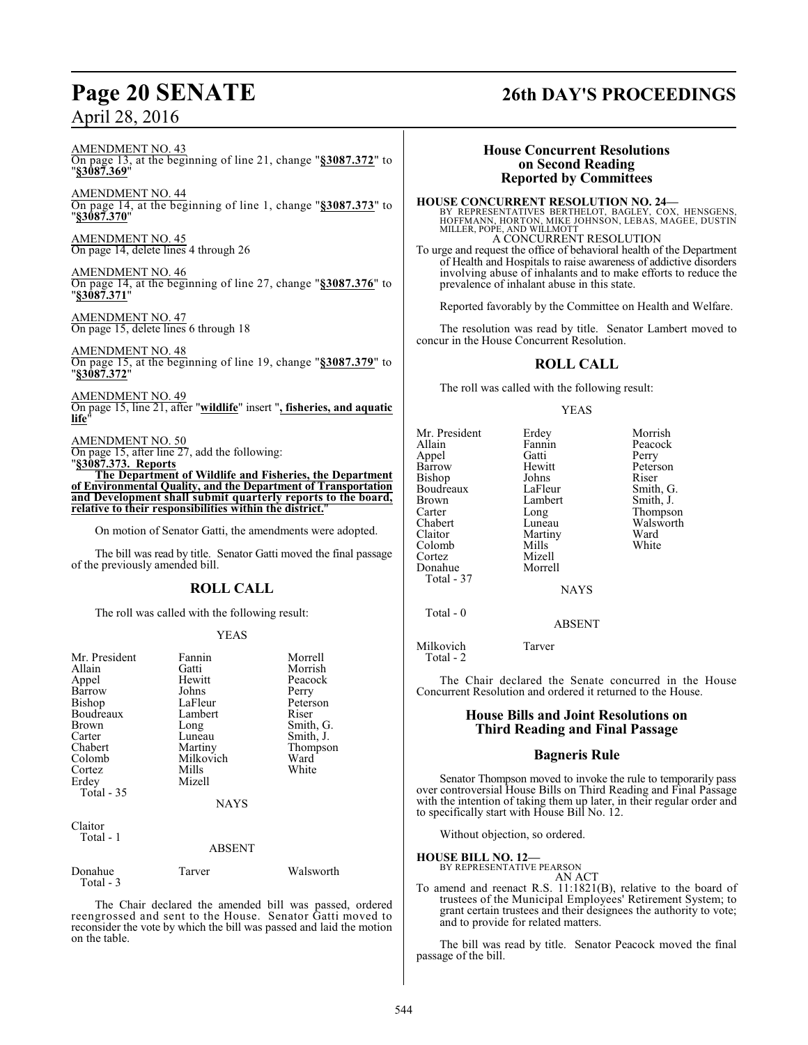AMENDMENT NO. 43

On page 13, at the beginning of line 21, change "**§3087.372**" to "**§3087.369**"

AMENDMENT NO. 44

On page 14, at the beginning of line 1, change "**§3087.373**" to "**§3087.370**"

AMENDMENT NO. 45

On page 14, delete lines 4 through 26

AMENDMENT NO. 46

On page 14, at the beginning of line 27, change "**§3087.376**" to "**§3087.371**"

AMENDMENT NO. 47

On page 15, delete lines 6 through 18

AMENDMENT NO. 48

On page 15, at the beginning of line 19, change "**§3087.379**" to "**§3087.372**"

AMENDMENT NO. 49

On page 15, line 21, after "**wildlife**" insert "**, fisheries, and aquatic life**"

AMENDMENT NO. 50

On page 15, after line 27, add the following:

"**§3087.373. Reports**

**The Department of Wildlife and Fisheries, the Department of Environmental Quality, and the Department of Transportation and Development shall submit quarterly reports to the board, relative to their responsibilities within the district.**"

On motion of Senator Gatti, the amendments were adopted.

The bill was read by title. Senator Gatti moved the final passage of the previously amended bill.

## ROLL CALL

The roll was called with the following result:

YEAS

| | | |
|---|---|---|
| Mr. President | Fannin | Morrell |
| Allain | Gatti | Morrish |
| Appel | Hewitt | Peacock |
| Barrow | Johns | Perry |
| Bishop | LaFleur | Peterson |
| Boudreaux | Lambert | Riser |
| Brown | Long | Smith, G. |
| Carter | Luneau | Smith, J. |
| Chabert | Martiny | Thompson |
| Colomb | Milkovich | Ward |
| Cortez | Mills | White |
| Erdey | Mizell | |

Total - 35

NAYS

Claitor

Total - 1

ABSENT

| | | |
|---|---|---|
| Donahue | Tarver | Walsworth |

Total - 3

The Chair declared the amended bill was passed, ordered reengrossed and sent to the House. Senator Gatti moved to reconsider the vote by which the bill was passed and laid the motion on the table.

## House Concurrent Resolutions on Second Reading Reported by Committees

**HOUSE CONCURRENT RESOLUTION NO. 24—**

BY REPRESENTATIVES BERTHELOT, BAGLEY, COX, HENSGENS, HOFFMANN, HORTON, MIKE JOHNSON, LEBAS, MAGEE, DUSTIN MILLER, POPE, AND WILLMOTT

A CONCURRENT RESOLUTION

To urge and request the office of behavioral health of the Department of Health and Hospitals to raise awareness of addictive disorders involving abuse of inhalants and to make efforts to reduce the prevalence of inhalant abuse in this state.

Reported favorably by the Committee on Health and Welfare.

The resolution was read by title. Senator Lambert moved to concur in the House Concurrent Resolution.

## ROLL CALL

The roll was called with the following result:

YEAS

| | | |
|---|---|---|
| Mr. President | Erdey | Morrish |
| Allain | Fannin | Peacock |
| Appel | Gatti | Perry |
| Barrow | Hewitt | Peterson |
| Bishop | Johns | Riser |
| Boudreaux | LaFleur | Smith, G. |
| Brown | Lambert | Smith, J. |
| Carter | Long | Thompson |
| Chabert | Luneau | Walsworth |
| Claitor | Martiny | Ward |
| Colomb | Mills | White |
| Cortez | Mizell | |
| Donahue | Morrell | |

Total - 37

NAYS

Total - 0

ABSENT

| | |
|---|---|
| Milkovich | Tarver |

Total - 2

The Chair declared the Senate concurred in the House Concurrent Resolution and ordered it returned to the House.

## House Bills and Joint Resolutions on Third Reading and Final Passage

## Bagneris Rule

Senator Thompson moved to invoke the rule to temporarily pass over controversial House Bills on Third Reading and Final Passage with the intention of taking them up later, in their regular order and to specifically start with House Bill No. 12.

Without objection, so ordered.

**HOUSE BILL NO. 12—**

BY REPRESENTATIVE PEARSON

AN ACT

To amend and reenact R.S. 11:1821(B), relative to the board of trustees of the Municipal Employees' Retirement System; to grant certain trustees and their designees the authority to vote; and to provide for related matters.

The bill was read by title. Senator Peacock moved the final passage of the bill.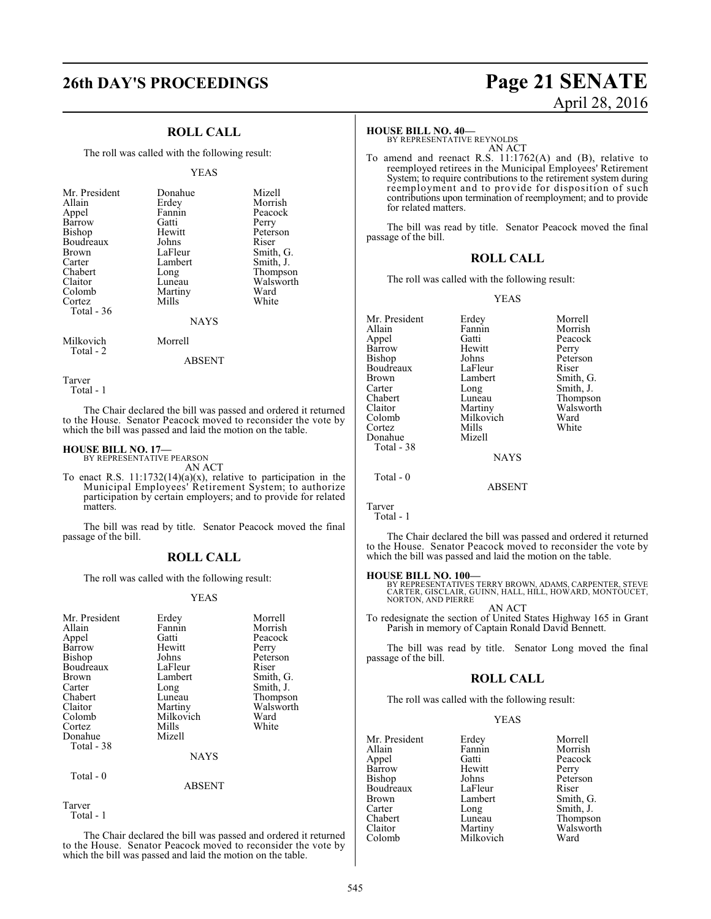## ROLL CALL

The roll was called with the following result:

YEAS

| | | |
|---|---|---|
| Mr. President | Donahue | Mizell |
| Allain | Erdey | Morrish |
| Appel | Fannin | Peacock |
| Barrow | Gatti | Perry |
| Bishop | Hewitt | Peterson |
| Boudreaux | Johns | Riser |
| Brown | LaFleur | Smith, G. |
| Carter | Lambert | Smith, J. |
| Chabert | Long | Thompson |
| Claitor | Luneau | Walsworth |
| Colomb | Martiny | Ward |
| Cortez | Mills | White |

Total - 36

NAYS

Milkovich Morrell
Total - 2

ABSENT

Tarver
Total - 1

The Chair declared the bill was passed and ordered it returned to the House. Senator Peacock moved to reconsider the vote by which the bill was passed and laid the motion on the table.

**HOUSE BILL NO. 17—**
BY REPRESENTATIVE PEARSON
AN ACT

To enact R.S. 11:1732(14)(a)(x), relative to participation in the Municipal Employees' Retirement System; to authorize participation by certain employers; and to provide for related matters.

The bill was read by title. Senator Peacock moved the final passage of the bill.

## ROLL CALL

The roll was called with the following result:

YEAS

| | | |
|---|---|---|
| Mr. President | Erdey | Morrell |
| Allain | Fannin | Morrish |
| Appel | Gatti | Peacock |
| Barrow | Hewitt | Perry |
| Bishop | Johns | Peterson |
| Boudreaux | LaFleur | Riser |
| Brown | Lambert | Smith, G. |
| Carter | Long | Smith, J. |
| Chabert | Luneau | Thompson |
| Claitor | Martiny | Walsworth |
| Colomb | Milkovich | Ward |
| Cortez | Mills | White |
| Donahue | Mizell | |

Total - 38

NAYS

Total - 0

ABSENT

Tarver
Total - 1

The Chair declared the bill was passed and ordered it returned to the House. Senator Peacock moved to reconsider the vote by which the bill was passed and laid the motion on the table.

**HOUSE BILL NO. 40—**
BY REPRESENTATIVE REYNOLDS
AN ACT

To amend and reenact R.S. 11:1762(A) and (B), relative to reemployed retirees in the Municipal Employees' Retirement System; to require contributions to the retirement system during reemployment and to provide for disposition of such contributions upon termination of reemployment; and to provide for related matters.

The bill was read by title. Senator Peacock moved the final passage of the bill.

## ROLL CALL

The roll was called with the following result:

YEAS

| | | |
|---|---|---|
| Mr. President | Erdey | Morrell |
| Allain | Fannin | Morrish |
| Appel | Gatti | Peacock |
| Barrow | Hewitt | Perry |
| Bishop | Johns | Peterson |
| Boudreaux | LaFleur | Riser |
| Brown | Lambert | Smith, G. |
| Carter | Long | Smith, J. |
| Chabert | Luneau | Thompson |
| Claitor | Martiny | Walsworth |
| Colomb | Milkovich | Ward |
| Cortez | Mills | White |
| Donahue | Mizell | |

Total - 38

NAYS

Total - 0

ABSENT

Tarver
Total - 1

The Chair declared the bill was passed and ordered it returned to the House. Senator Peacock moved to reconsider the vote by which the bill was passed and laid the motion on the table.

**HOUSE BILL NO. 100—**
BY REPRESENTATIVES TERRY BROWN, ADAMS, CARPENTER, STEVE CARTER, GISCLAIR, GUINN, HALL, HILL, HOWARD, MONTOUCET, NORTON, AND PIERRE
AN ACT

To redesignate the section of United States Highway 165 in Grant Parish in memory of Captain Ronald David Bennett.

The bill was read by title. Senator Long moved the final passage of the bill.

## ROLL CALL

The roll was called with the following result:

YEAS

| | | |
|---|---|---|
| Mr. President | Erdey | Morrell |
| Allain | Fannin | Morrish |
| Appel | Gatti | Peacock |
| Barrow | Hewitt | Perry |
| Bishop | Johns | Peterson |
| Boudreaux | LaFleur | Riser |
| Brown | Lambert | Smith, G. |
| Carter | Long | Smith, J. |
| Chabert | Luneau | Thompson |
| Claitor | Martiny | Walsworth |
| Colomb | Milkovich | Ward |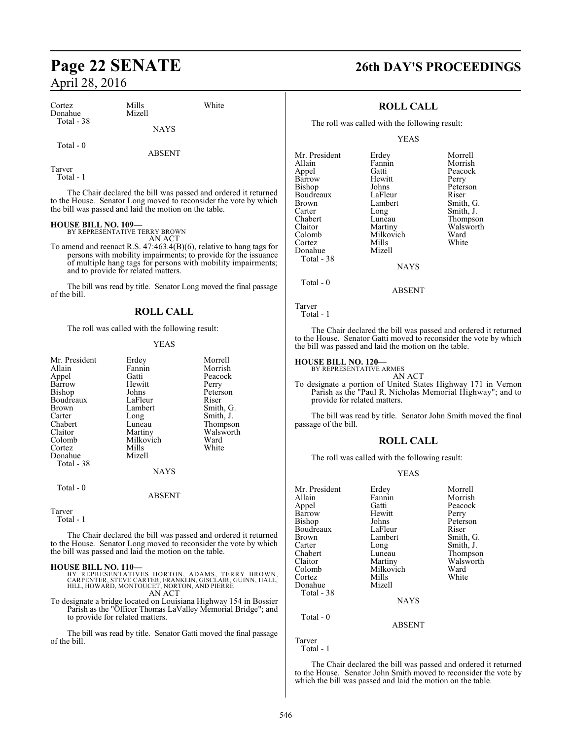| | | |
|---|---|---|
| Cortez | Mills | White |
| Donahue | Mizell | |
| Total - 38 | | |

NAYS

Total - 0

ABSENT

Tarver
Total - 1

The Chair declared the bill was passed and ordered it returned to the House. Senator Long moved to reconsider the vote by which the bill was passed and laid the motion on the table.

**HOUSE BILL NO. 109—**
BY REPRESENTATIVE TERRY BROWN
AN ACT

To amend and reenact R.S. 47:463.4(B)(6), relative to hang tags for persons with mobility impairments; to provide for the issuance of multiple hang tags for persons with mobility impairments; and to provide for related matters.

The bill was read by title. Senator Long moved the final passage of the bill.

## ROLL CALL

The roll was called with the following result:

YEAS

| | | |
|---|---|---|
| Mr. President | Erdey | Morrell |
| Allain | Fannin | Morrish |
| Appel | Gatti | Peacock |
| Barrow | Hewitt | Perry |
| Bishop | Johns | Peterson |
| Boudreaux | LaFleur | Riser |
| Brown | Lambert | Smith, G. |
| Carter | Long | Smith, J. |
| Chabert | Luneau | Thompson |
| Claitor | Martiny | Walsworth |
| Colomb | Milkovich | Ward |
| Cortez | Mills | White |
| Donahue | Mizell | |
| Total - 38 | | |

NAYS

Total - 0

ABSENT

Tarver
Total - 1

The Chair declared the bill was passed and ordered it returned to the House. Senator Long moved to reconsider the vote by which the bill was passed and laid the motion on the table.

**HOUSE BILL NO. 110—**
BY REPRESENTATIVES HORTON, ADAMS, TERRY BROWN, CARPENTER, STEVE CARTER, FRANKLIN, GISCLAIR, GUINN, HALL, HILL, HOWARD, MONTOUCET, NORTON, AND PIERRE
AN ACT

To designate a bridge located on Louisiana Highway 154 in Bossier Parish as the "Officer Thomas LaValley Memorial Bridge"; and to provide for related matters.

The bill was read by title. Senator Gatti moved the final passage of the bill.

## ROLL CALL

The roll was called with the following result:

YEAS

| | | |
|---|---|---|
| Mr. President | Erdey | Morrell |
| Allain | Fannin | Morrish |
| Appel | Gatti | Peacock |
| Barrow | Hewitt | Perry |
| Bishop | Johns | Peterson |
| Boudreaux | LaFleur | Riser |
| Brown | Lambert | Smith, G. |
| Carter | Long | Smith, J. |
| Chabert | Luneau | Thompson |
| Claitor | Martiny | Walsworth |
| Colomb | Milkovich | Ward |
| Cortez | Mills | White |
| Donahue | Mizell | |
| Total - 38 | | |

NAYS

Total - 0

ABSENT

Tarver
Total - 1

The Chair declared the bill was passed and ordered it returned to the House. Senator Gatti moved to reconsider the vote by which the bill was passed and laid the motion on the table.

**HOUSE BILL NO. 120—**
BY REPRESENTATIVE ARMES
AN ACT

To designate a portion of United States Highway 171 in Vernon Parish as the "Paul R. Nicholas Memorial Highway"; and to provide for related matters.

The bill was read by title. Senator John Smith moved the final passage of the bill.

## ROLL CALL

The roll was called with the following result:

YEAS

| | | |
|---|---|---|
| Mr. President | Erdey | Morrell |
| Allain | Fannin | Morrish |
| Appel | Gatti | Peacock |
| Barrow | Hewitt | Perry |
| Bishop | Johns | Peterson |
| Boudreaux | LaFleur | Riser |
| Brown | Lambert | Smith, G. |
| Carter | Long | Smith, J. |
| Chabert | Luneau | Thompson |
| Claitor | Martiny | Walsworth |
| Colomb | Milkovich | Ward |
| Cortez | Mills | White |
| Donahue | Mizell | |
| Total - 38 | | |

NAYS

Total - 0

ABSENT

Tarver
Total - 1

The Chair declared the bill was passed and ordered it returned to the House. Senator John Smith moved to reconsider the vote by which the bill was passed and laid the motion on the table.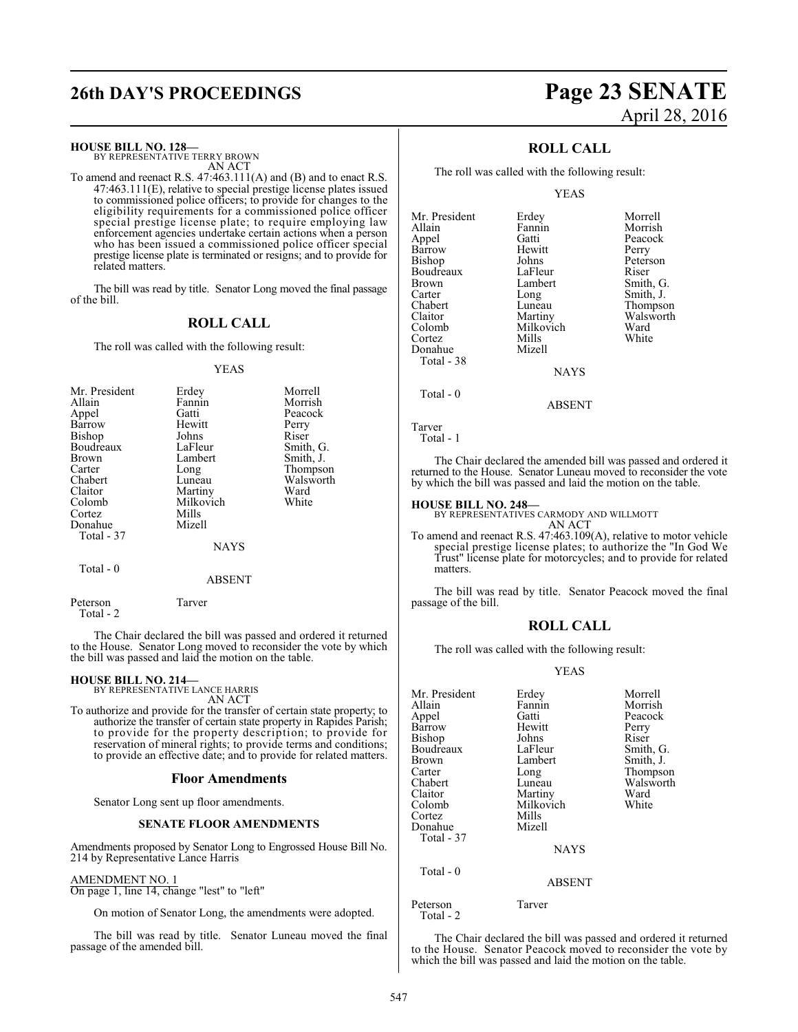**HOUSE BILL NO. 128—**
BY REPRESENTATIVE TERRY BROWN
AN ACT

To amend and reenact R.S. 47:463.111(A) and (B) and to enact R.S. 47:463.111(E), relative to special prestige license plates issued to commissioned police officers; to provide for changes to the eligibility requirements for a commissioned police officer special prestige license plate; to require employing law enforcement agencies undertake certain actions when a person who has been issued a commissioned police officer special prestige license plate is terminated or resigns; and to provide for related matters.

The bill was read by title. Senator Long moved the final passage of the bill.

## ROLL CALL

The roll was called with the following result:

YEAS

| | | |
|---|---|---|
| Mr. President | Erdey | Morrell |
| Allain | Fannin | Morrish |
| Appel | Gatti | Peacock |
| Barrow | Hewitt | Perry |
| Bishop | Johns | Riser |
| Boudreaux | LaFleur | Smith, G. |
| Brown | Lambert | Smith, J. |
| Carter | Long | Thompson |
| Chabert | Luneau | Walsworth |
| Claitor | Martiny | Ward |
| Colomb | Milkovich | White |
| Cortez | Mills | |
| Donahue | Mizell | |
| Total - 37 | | |

NAYS

Total - 0

ABSENT

| | |
|---|---|
| Peterson | Tarver |
| Total - 2 | |

The Chair declared the bill was passed and ordered it returned to the House. Senator Long moved to reconsider the vote by which the bill was passed and laid the motion on the table.

**HOUSE BILL NO. 214—**
BY REPRESENTATIVE LANCE HARRIS
AN ACT

To authorize and provide for the transfer of certain state property; to authorize the transfer of certain state property in Rapides Parish; to provide for the property description; to provide for reservation of mineral rights; to provide terms and conditions; to provide an effective date; and to provide for related matters.

## Floor Amendments

Senator Long sent up floor amendments.

### SENATE FLOOR AMENDMENTS

Amendments proposed by Senator Long to Engrossed House Bill No. 214 by Representative Lance Harris

AMENDMENT NO. 1
On page 1, line 14, change "lest" to "left"

On motion of Senator Long, the amendments were adopted.

The bill was read by title. Senator Luneau moved the final passage of the amended bill.

## ROLL CALL

The roll was called with the following result:

YEAS

| | | |
|---|---|---|
| Mr. President | Erdey | Morrell |
| Allain | Fannin | Morrish |
| Appel | Gatti | Peacock |
| Barrow | Hewitt | Perry |
| Bishop | Johns | Peterson |
| Boudreaux | LaFleur | Riser |
| Brown | Lambert | Smith, G. |
| Carter | Long | Smith, J. |
| Chabert | Luneau | Thompson |
| Claitor | Martiny | Walsworth |
| Colomb | Milkovich | Ward |
| Cortez | Mills | White |
| Donahue | Mizell | |
| Total - 38 | | |

NAYS

Total - 0

ABSENT

Tarver
Total - 1

The Chair declared the amended bill was passed and ordered it returned to the House. Senator Luneau moved to reconsider the vote by which the bill was passed and laid the motion on the table.

**HOUSE BILL NO. 248—**
BY REPRESENTATIVES CARMODY AND WILLMOTT
AN ACT

To amend and reenact R.S. 47:463.109(A), relative to motor vehicle special prestige license plates; to authorize the "In God We Trust" license plate for motorcycles; and to provide for related matters.

The bill was read by title. Senator Peacock moved the final passage of the bill.

## ROLL CALL

The roll was called with the following result:

YEAS

| | | |
|---|---|---|
| Mr. President | Erdey | Morrell |
| Allain | Fannin | Morrish |
| Appel | Gatti | Peacock |
| Barrow | Hewitt | Perry |
| Bishop | Johns | Riser |
| Boudreaux | LaFleur | Smith, G. |
| Brown | Lambert | Smith, J. |
| Carter | Long | Thompson |
| Chabert | Luneau | Walsworth |
| Claitor | Martiny | Ward |
| Colomb | Milkovich | White |
| Cortez | Mills | |
| Donahue | Mizell | |
| Total - 37 | | |

NAYS

Total - 0

ABSENT

| | |
|---|---|
| Peterson | Tarver |
| Total - 2 | |

The Chair declared the bill was passed and ordered it returned to the House. Senator Peacock moved to reconsider the vote by which the bill was passed and laid the motion on the table.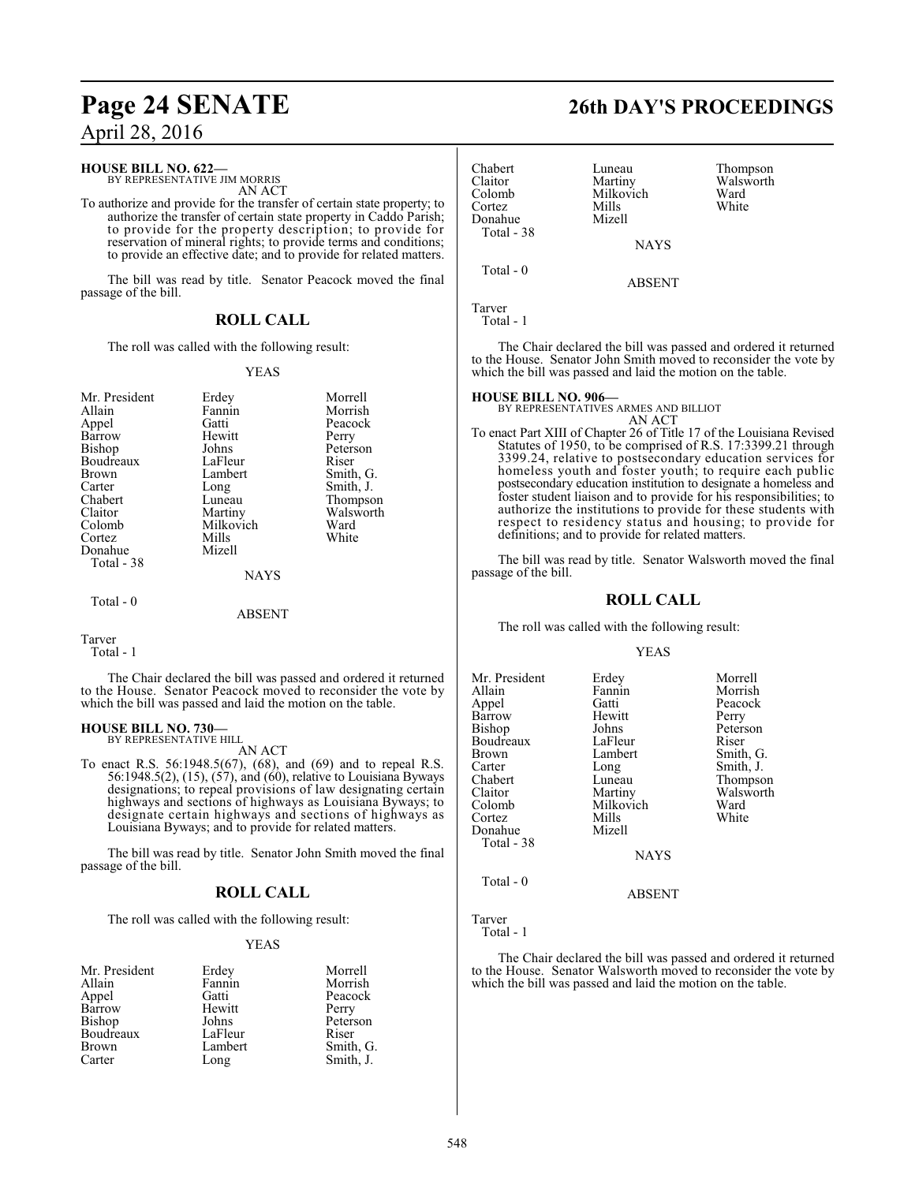**HOUSE BILL NO. 622—**
BY REPRESENTATIVE JIM MORRIS
AN ACT

To authorize and provide for the transfer of certain state property; to authorize the transfer of certain state property in Caddo Parish; to provide for the property description; to provide for reservation of mineral rights; to provide terms and conditions; to provide an effective date; and to provide for related matters.

The bill was read by title. Senator Peacock moved the final passage of the bill.

## ROLL CALL

The roll was called with the following result:

YEAS

| | | |
|---|---|---|
| Mr. President | Erdey | Morrell |
| Allain | Fannin | Morrish |
| Appel | Gatti | Peacock |
| Barrow | Hewitt | Perry |
| Bishop | Johns | Peterson |
| Boudreaux | LaFleur | Riser |
| Brown | Lambert | Smith, G. |
| Carter | Long | Smith, J. |
| Chabert | Luneau | Thompson |
| Claitor | Martiny | Walsworth |
| Colomb | Milkovich | Ward |
| Cortez | Mills | White |
| Donahue | Mizell | |

Total - 38

NAYS

Total - 0

ABSENT

Tarver

Total - 1

The Chair declared the bill was passed and ordered it returned to the House. Senator Peacock moved to reconsider the vote by which the bill was passed and laid the motion on the table.

**HOUSE BILL NO. 730—**
BY REPRESENTATIVE HILL
AN ACT

To enact R.S. 56:1948.5(67), (68), and (69) and to repeal R.S. 56:1948.5(2), (15), (57), and (60), relative to Louisiana Byways designations; to repeal provisions of law designating certain highways and sections of highways as Louisiana Byways; to designate certain highways and sections of highways as Louisiana Byways; and to provide for related matters.

The bill was read by title. Senator John Smith moved the final passage of the bill.

## ROLL CALL

The roll was called with the following result:

YEAS

| | | |
|---|---|---|
| Mr. President | Erdey | Morrell |
| Allain | Fannin | Morrish |
| Appel | Gatti | Peacock |
| Barrow | Hewitt | Perry |
| Bishop | Johns | Peterson |
| Boudreaux | LaFleur | Riser |
| Brown | Lambert | Smith, G. |
| Carter | Long | Smith, J. |
| Chabert | Luneau | Thompson |
| Claitor | Martiny | Walsworth |
| Colomb | Milkovich | Ward |
| Cortez | Mills | White |
| Donahue | Mizell | |

Total - 38

NAYS

Total - 0

ABSENT

Tarver

Total - 1

The Chair declared the bill was passed and ordered it returned to the House. Senator John Smith moved to reconsider the vote by which the bill was passed and laid the motion on the table.

**HOUSE BILL NO. 906—**
BY REPRESENTATIVES ARMES AND BILLIOT
AN ACT

To enact Part XIII of Chapter 26 of Title 17 of the Louisiana Revised Statutes of 1950, to be comprised of R.S. 17:3399.21 through 3399.24, relative to postsecondary education services for homeless youth and foster youth; to require each public postsecondary education institution to designate a homeless and foster student liaison and to provide for his responsibilities; to authorize the institutions to provide for these students with respect to residency status and housing; to provide for definitions; and to provide for related matters.

The bill was read by title. Senator Walsworth moved the final passage of the bill.

## ROLL CALL

The roll was called with the following result:

YEAS

| | | |
|---|---|---|
| Mr. President | Erdey | Morrell |
| Allain | Fannin | Morrish |
| Appel | Gatti | Peacock |
| Barrow | Hewitt | Perry |
| Bishop | Johns | Peterson |
| Boudreaux | LaFleur | Riser |
| Brown | Lambert | Smith, G. |
| Carter | Long | Smith, J. |
| Chabert | Luneau | Thompson |
| Claitor | Martiny | Walsworth |
| Colomb | Milkovich | Ward |
| Cortez | Mills | White |
| Donahue | Mizell | |

Total - 38

NAYS

Total - 0

ABSENT

Tarver

Total - 1

The Chair declared the bill was passed and ordered it returned to the House. Senator Walsworth moved to reconsider the vote by which the bill was passed and laid the motion on the table.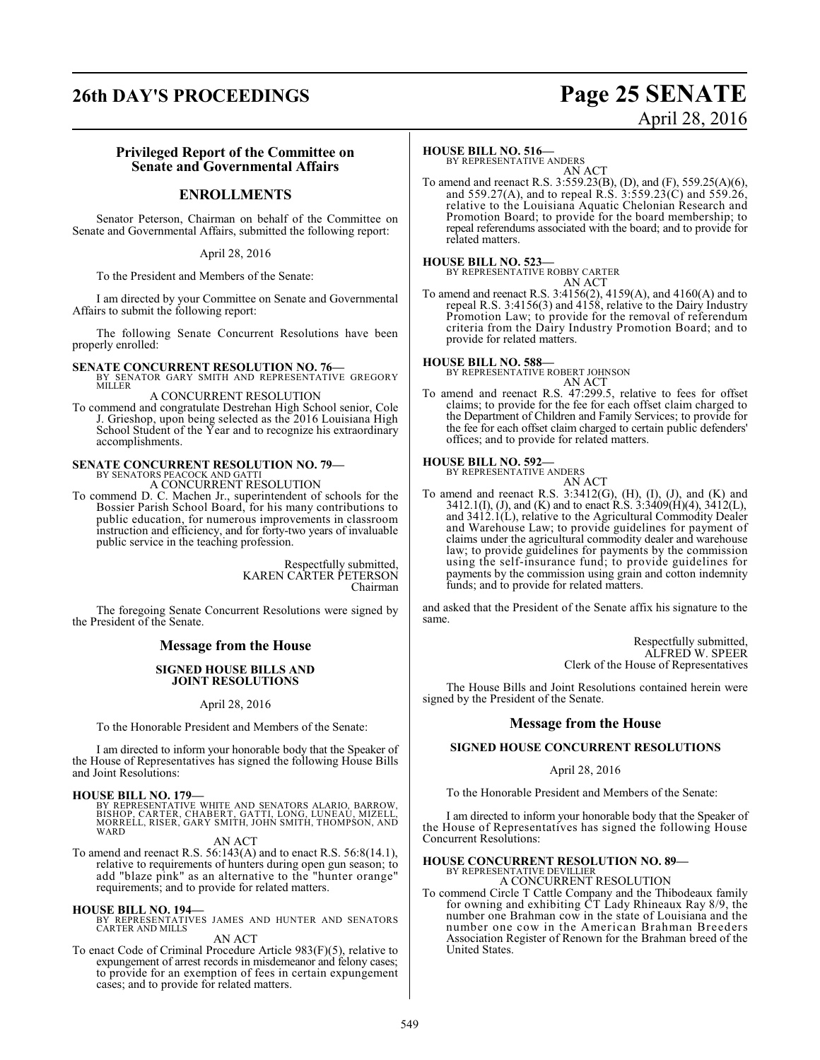### Privileged Report of the Committee on Senate and Governmental Affairs

## ENROLLMENTS

Senator Peterson, Chairman on behalf of the Committee on Senate and Governmental Affairs, submitted the following report:

April 28, 2016

To the President and Members of the Senate:

I am directed by your Committee on Senate and Governmental Affairs to submit the following report:

The following Senate Concurrent Resolutions have been properly enrolled:

**SENATE CONCURRENT RESOLUTION NO. 76—**
BY SENATOR GARY SMITH AND REPRESENTATIVE GREGORY MILLER

A CONCURRENT RESOLUTION

To commend and congratulate Destrehan High School senior, Cole J. Grieshop, upon being selected as the 2016 Louisiana High School Student of the Year and to recognize his extraordinary accomplishments.

**SENATE CONCURRENT RESOLUTION NO. 79—**
BY SENATORS PEACOCK AND GATTI

A CONCURRENT RESOLUTION

To commend D. C. Machen Jr., superintendent of schools for the Bossier Parish School Board, for his many contributions to public education, for numerous improvements in classroom instruction and efficiency, and for forty-two years of invaluable public service in the teaching profession.

Respectfully submitted,
KAREN CARTER PETERSON
Chairman

The foregoing Senate Concurrent Resolutions were signed by the President of the Senate.

## Message from the House

### SIGNED HOUSE BILLS AND JOINT RESOLUTIONS

April 28, 2016

To the Honorable President and Members of the Senate:

I am directed to inform your honorable body that the Speaker of the House of Representatives has signed the following House Bills and Joint Resolutions:

**HOUSE BILL NO. 179—**
BY REPRESENTATIVE WHITE AND SENATORS ALARIO, BARROW, BISHOP, CARTER, CHABERT, GATTI, LONG, LUNEAU, MIZELL, MORRELL, RISER, GARY SMITH, JOHN SMITH, THOMPSON, AND WARD

AN ACT

To amend and reenact R.S. 56:143(A) and to enact R.S. 56:8(14.1), relative to requirements of hunters during open gun season; to add "blaze pink" as an alternative to the "hunter orange" requirements; and to provide for related matters.

**HOUSE BILL NO. 194—**
BY REPRESENTATIVES JAMES AND HUNTER AND SENATORS CARTER AND MILLS

AN ACT

To enact Code of Criminal Procedure Article 983(F)(5), relative to expungement of arrest records in misdemeanor and felony cases; to provide for an exemption of fees in certain expungement cases; and to provide for related matters.

**HOUSE BILL NO. 516—**
BY REPRESENTATIVE ANDERS

AN ACT

To amend and reenact R.S. 3:559.23(B), (D), and (F), 559.25(A)(6), and 559.27(A), and to repeal R.S. 3:559.23(C) and 559.26, relative to the Louisiana Aquatic Chelonian Research and Promotion Board; to provide for the board membership; to repeal referendums associated with the board; and to provide for related matters.

**HOUSE BILL NO. 523—**
BY REPRESENTATIVE ROBBY CARTER

AN ACT

To amend and reenact R.S. 3:4156(2), 4159(A), and 4160(A) and to repeal R.S. 3:4156(3) and 4158, relative to the Dairy Industry Promotion Law; to provide for the removal of referendum criteria from the Dairy Industry Promotion Board; and to provide for related matters.

**HOUSE BILL NO. 588—**
BY REPRESENTATIVE ROBERT JOHNSON

AN ACT

To amend and reenact R.S. 47:299.5, relative to fees for offset claims; to provide for the fee for each offset claim charged to the Department of Children and Family Services; to provide for the fee for each offset claim charged to certain public defenders' offices; and to provide for related matters.

**HOUSE BILL NO. 592—**
BY REPRESENTATIVE ANDERS

AN ACT

To amend and reenact R.S. 3:3412(G), (H), (I), (J), and (K) and 3412.1(I), (J), and (K) and to enact R.S. 3:3409(H)(4), 3412(L), and 3412.1(L), relative to the Agricultural Commodity Dealer and Warehouse Law; to provide guidelines for payment of claims under the agricultural commodity dealer and warehouse law; to provide guidelines for payments by the commission using the self-insurance fund; to provide guidelines for payments by the commission using grain and cotton indemnity funds; and to provide for related matters.

and asked that the President of the Senate affix his signature to the same.

Respectfully submitted,
ALFRED W. SPEER
Clerk of the House of Representatives

The House Bills and Joint Resolutions contained herein were signed by the President of the Senate.

## Message from the House

### SIGNED HOUSE CONCURRENT RESOLUTIONS

April 28, 2016

To the Honorable President and Members of the Senate:

I am directed to inform your honorable body that the Speaker of the House of Representatives has signed the following House Concurrent Resolutions:

**HOUSE CONCURRENT RESOLUTION NO. 89—**
BY REPRESENTATIVE DEVILLIER

A CONCURRENT RESOLUTION

To commend Circle T Cattle Company and the Thibodeaux family for owning and exhibiting CT Lady Rhineaux Ray 8/9, the number one Brahman cow in the state of Louisiana and the number one cow in the American Brahman Breeders Association Register of Renown for the Brahman breed of the United States.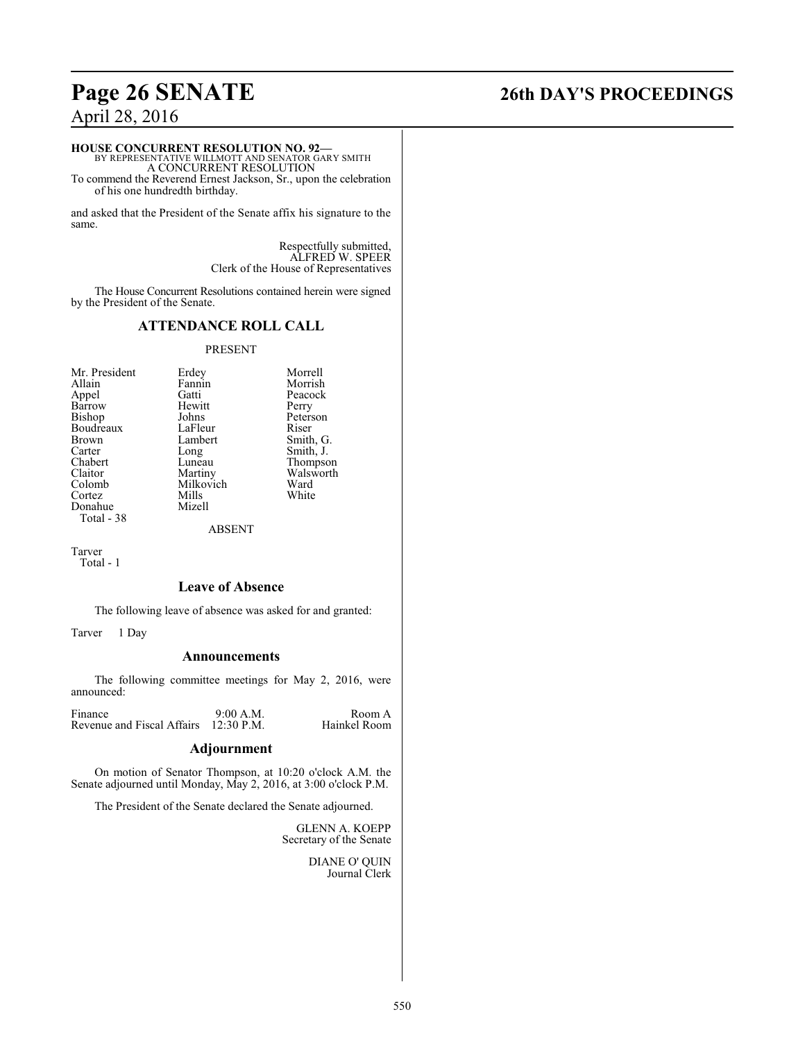**HOUSE CONCURRENT RESOLUTION NO. 92—**
BY REPRESENTATIVE WILLMOTT AND SENATOR GARY SMITH
A CONCURRENT RESOLUTION
To commend the Reverend Ernest Jackson, Sr., upon the celebration of his one hundredth birthday.

and asked that the President of the Senate affix his signature to the same.

Respectfully submitted,
ALFRED W. SPEER
Clerk of the House of Representatives

The House Concurrent Resolutions contained herein were signed by the President of the Senate.

## ATTENDANCE ROLL CALL

PRESENT

| | | |
|---|---|---|
| Mr. President | Erdey | Morrell |
| Allain | Fannin | Morrish |
| Appel | Gatti | Peacock |
| Barrow | Hewitt | Perry |
| Bishop | Johns | Peterson |
| Boudreaux | LaFleur | Riser |
| Brown | Lambert | Smith, G. |
| Carter | Long | Smith, J. |
| Chabert | Luneau | Thompson |
| Claitor | Martiny | Walsworth |
| Colomb | Milkovich | Ward |
| Cortez | Mills | White |
| Donahue | Mizell | |

Total - 38

ABSENT

Tarver
Total - 1

## Leave of Absence

The following leave of absence was asked for and granted:

Tarver 1 Day

## Announcements

The following committee meetings for May 2, 2016, were announced:

| | | |
|---|---|---|
| Finance | 9:00 A.M. | Room A |
| Revenue and Fiscal Affairs | 12:30 P.M. | Hainkel Room |

## Adjournment

On motion of Senator Thompson, at 10:20 o'clock A.M. the Senate adjourned until Monday, May 2, 2016, at 3:00 o'clock P.M.

The President of the Senate declared the Senate adjourned.

GLENN A. KOEPP
Secretary of the Senate

DIANE O' QUIN
Journal Clerk